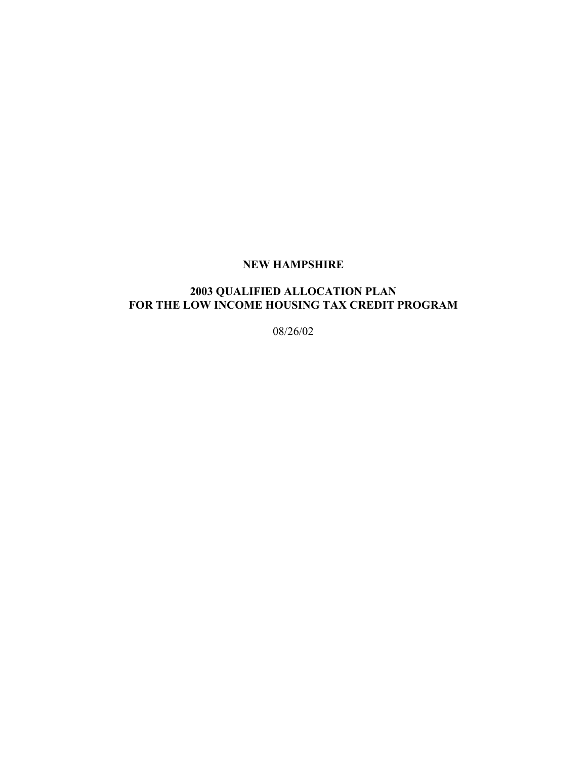# NEW HAMPSHIRE

## 2003 QUALIFIED ALLOCATION PLAN
## FOR THE LOW INCOME HOUSING TAX CREDIT PROGRAM

08/26/02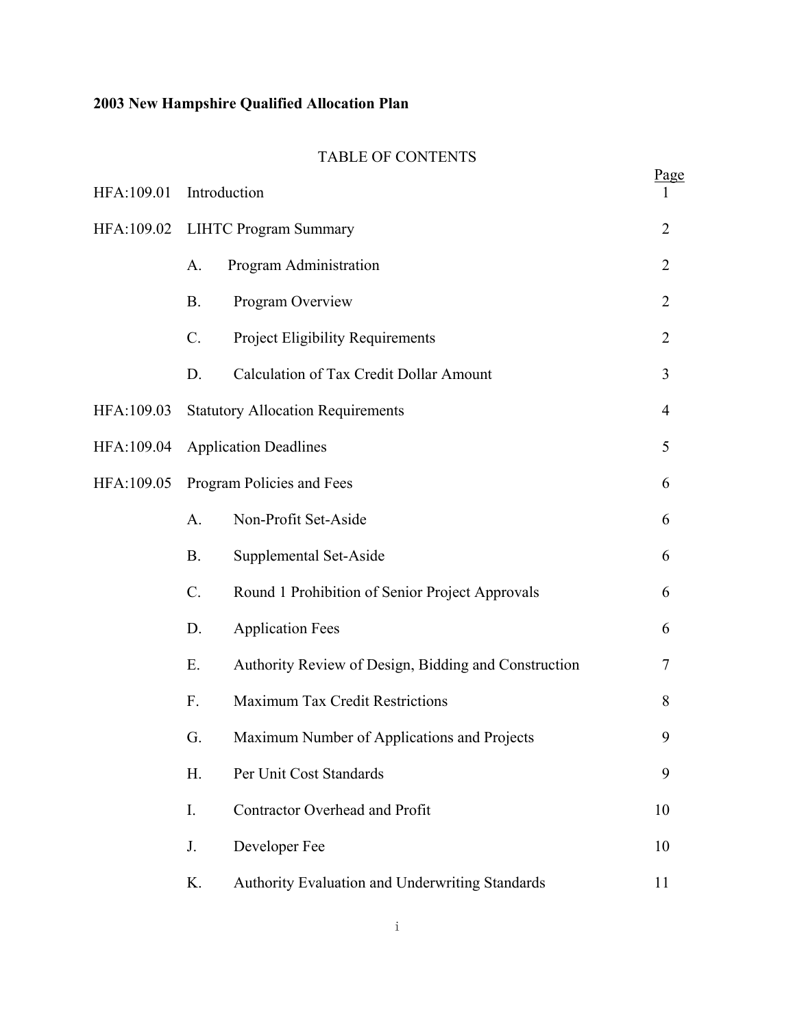**2003 New Hampshire Qualified Allocation Plan**

TABLE OF CONTENTS

| | | Page |
|---|---|---|
| HFA:109.01 | Introduction | 1 |
| HFA:109.02 | LIHTC Program Summary | 2 |
| | A. Program Administration | 2 |
| | B. Program Overview | 2 |
| | C. Project Eligibility Requirements | 2 |
| | D. Calculation of Tax Credit Dollar Amount | 3 |
| HFA:109.03 | Statutory Allocation Requirements | 4 |
| HFA:109.04 | Application Deadlines | 5 |
| HFA:109.05 | Program Policies and Fees | 6 |
| | A. Non-Profit Set-Aside | 6 |
| | B. Supplemental Set-Aside | 6 |
| | C. Round 1 Prohibition of Senior Project Approvals | 6 |
| | D. Application Fees | 6 |
| | E. Authority Review of Design, Bidding and Construction | 7 |
| | F. Maximum Tax Credit Restrictions | 8 |
| | G. Maximum Number of Applications and Projects | 9 |
| | H. Per Unit Cost Standards | 9 |
| | I. Contractor Overhead and Profit | 10 |
| | J. Developer Fee | 10 |
| | K. Authority Evaluation and Underwriting Standards | 11 |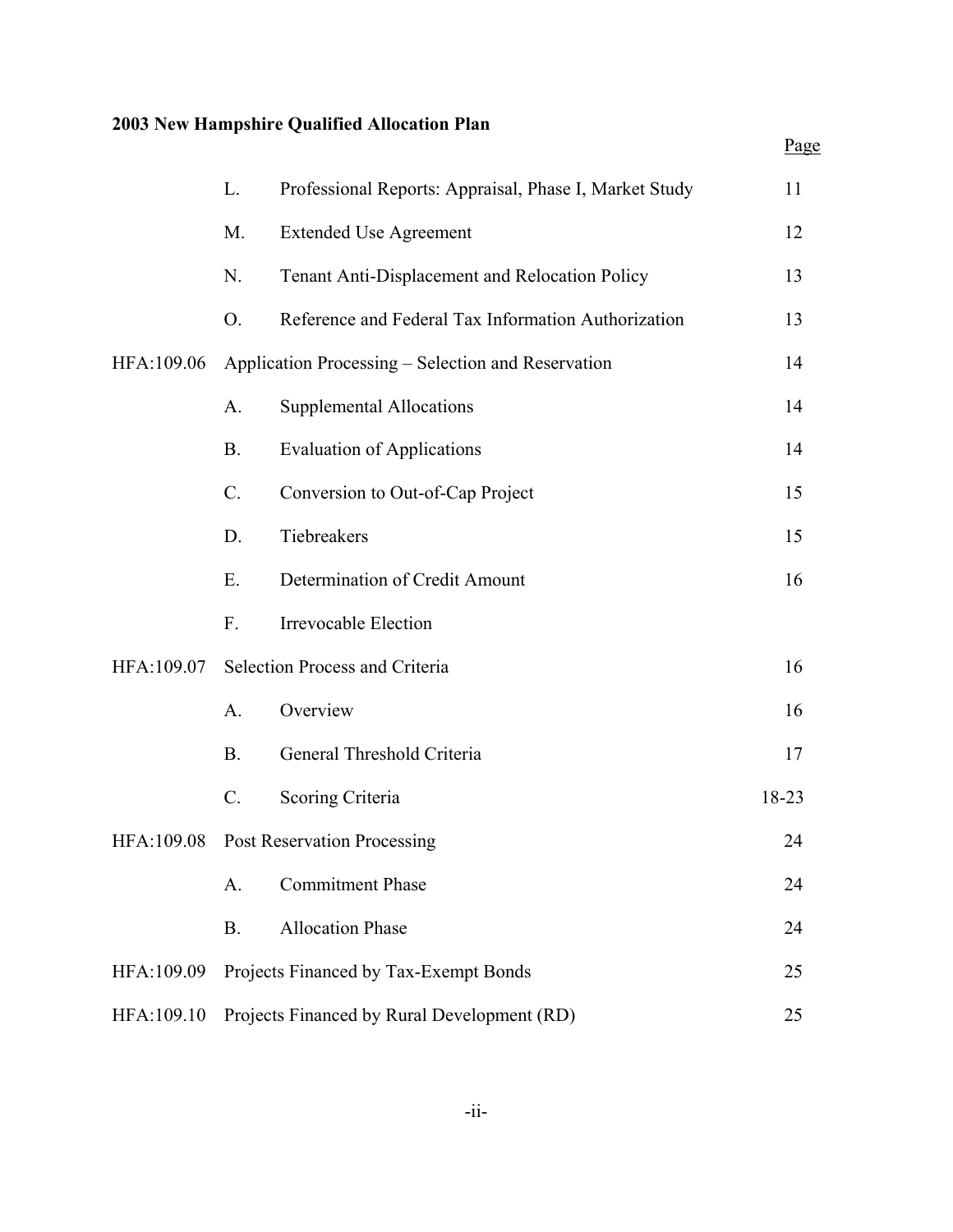**2003 New Hampshire Qualified Allocation Plan**

| | | | Page |
|---|---|---|---|
| | L. | Professional Reports: Appraisal, Phase I, Market Study | 11 |
| | M. | Extended Use Agreement | 12 |
| | N. | Tenant Anti-Displacement and Relocation Policy | 13 |
| | O. | Reference and Federal Tax Information Authorization | 13 |
| HFA:109.06 | Application Processing – Selection and Reservation | | 14 |
| | A. | Supplemental Allocations | 14 |
| | B. | Evaluation of Applications | 14 |
| | C. | Conversion to Out-of-Cap Project | 15 |
| | D. | Tiebreakers | 15 |
| | E. | Determination of Credit Amount | 16 |
| | F. | Irrevocable Election | |
| HFA:109.07 | Selection Process and Criteria | | 16 |
| | A. | Overview | 16 |
| | B. | General Threshold Criteria | 17 |
| | C. | Scoring Criteria | 18-23 |
| HFA:109.08 | Post Reservation Processing | | 24 |
| | A. | Commitment Phase | 24 |
| | B. | Allocation Phase | 24 |
| HFA:109.09 | Projects Financed by Tax-Exempt Bonds | | 25 |
| HFA:109.10 | Projects Financed by Rural Development (RD) | | 25 |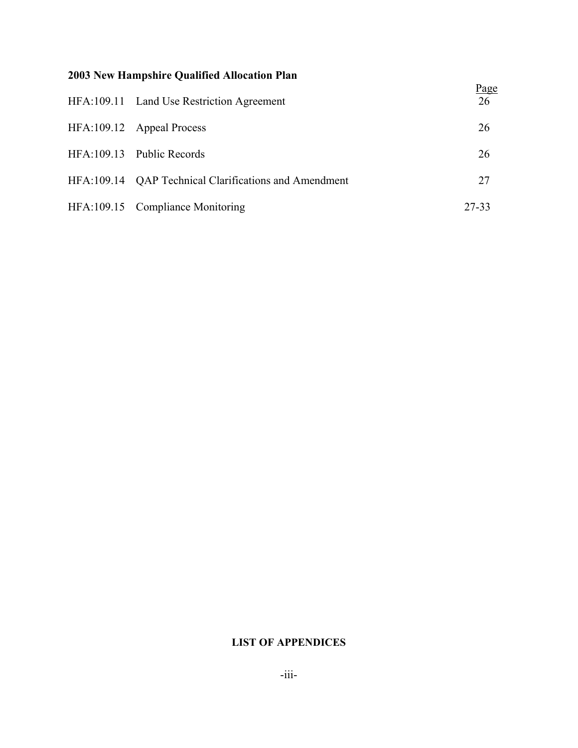**2003 New Hampshire Qualified Allocation Plan**

| | | Page |
|---|---|---|
| HFA:109.11 | Land Use Restriction Agreement | 26 |
| HFA:109.12 | Appeal Process | 26 |
| HFA:109.13 | Public Records | 26 |
| HFA:109.14 | QAP Technical Clarifications and Amendment | 27 |
| HFA:109.15 | Compliance Monitoring | 27-33 |

**LIST OF APPENDICES**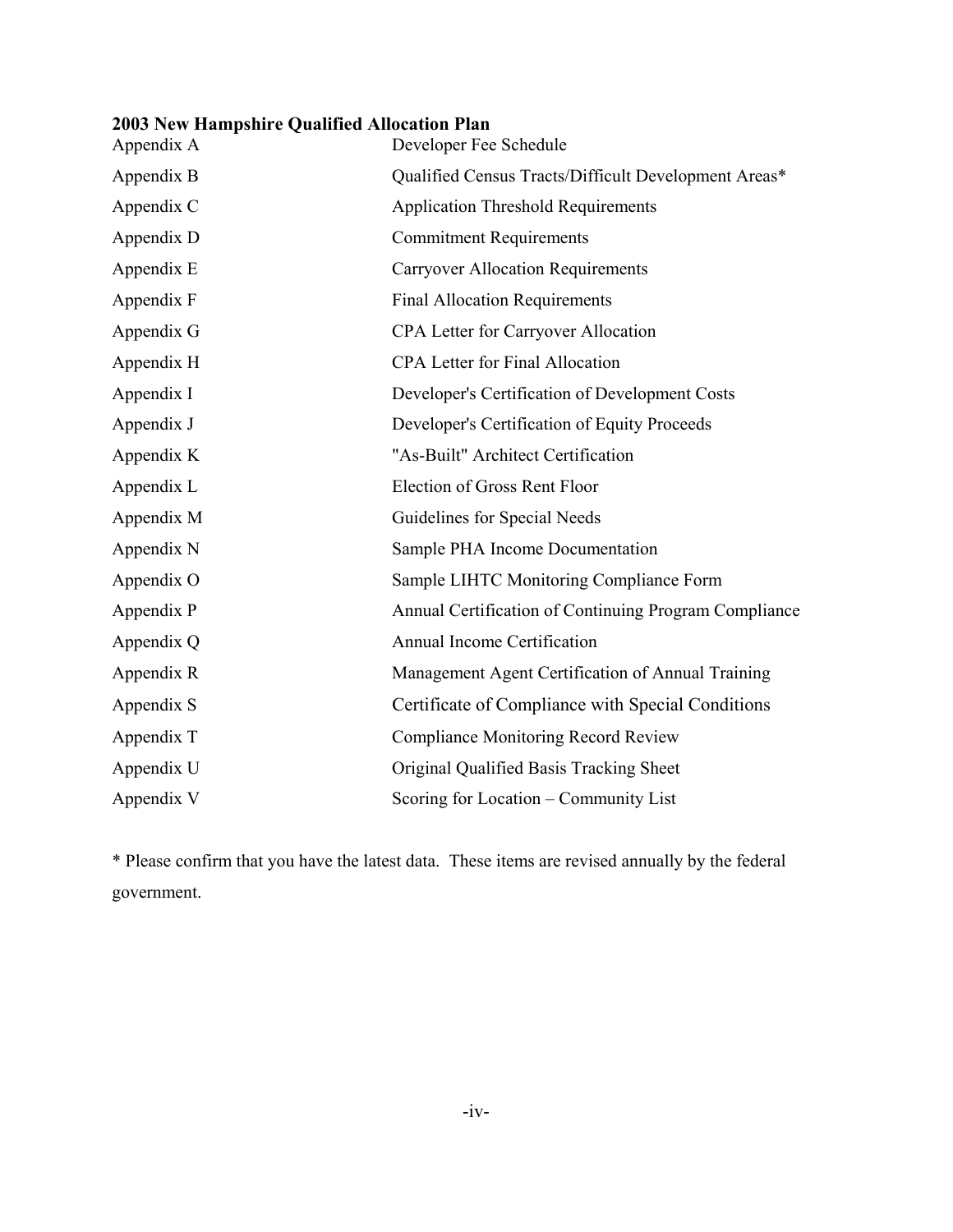**2003 New Hampshire Qualified Allocation Plan**

| | |
|---|---|
| Appendix A | Developer Fee Schedule |
| Appendix B | Qualified Census Tracts/Difficult Development Areas* |
| Appendix C | Application Threshold Requirements |
| Appendix D | Commitment Requirements |
| Appendix E | Carryover Allocation Requirements |
| Appendix F | Final Allocation Requirements |
| Appendix G | CPA Letter for Carryover Allocation |
| Appendix H | CPA Letter for Final Allocation |
| Appendix I | Developer's Certification of Development Costs |
| Appendix J | Developer's Certification of Equity Proceeds |
| Appendix K | "As-Built" Architect Certification |
| Appendix L | Election of Gross Rent Floor |
| Appendix M | Guidelines for Special Needs |
| Appendix N | Sample PHA Income Documentation |
| Appendix O | Sample LIHTC Monitoring Compliance Form |
| Appendix P | Annual Certification of Continuing Program Compliance |
| Appendix Q | Annual Income Certification |
| Appendix R | Management Agent Certification of Annual Training |
| Appendix S | Certificate of Compliance with Special Conditions |
| Appendix T | Compliance Monitoring Record Review |
| Appendix U | Original Qualified Basis Tracking Sheet |
| Appendix V | Scoring for Location – Community List |

* Please confirm that you have the latest data. These items are revised annually by the federal government.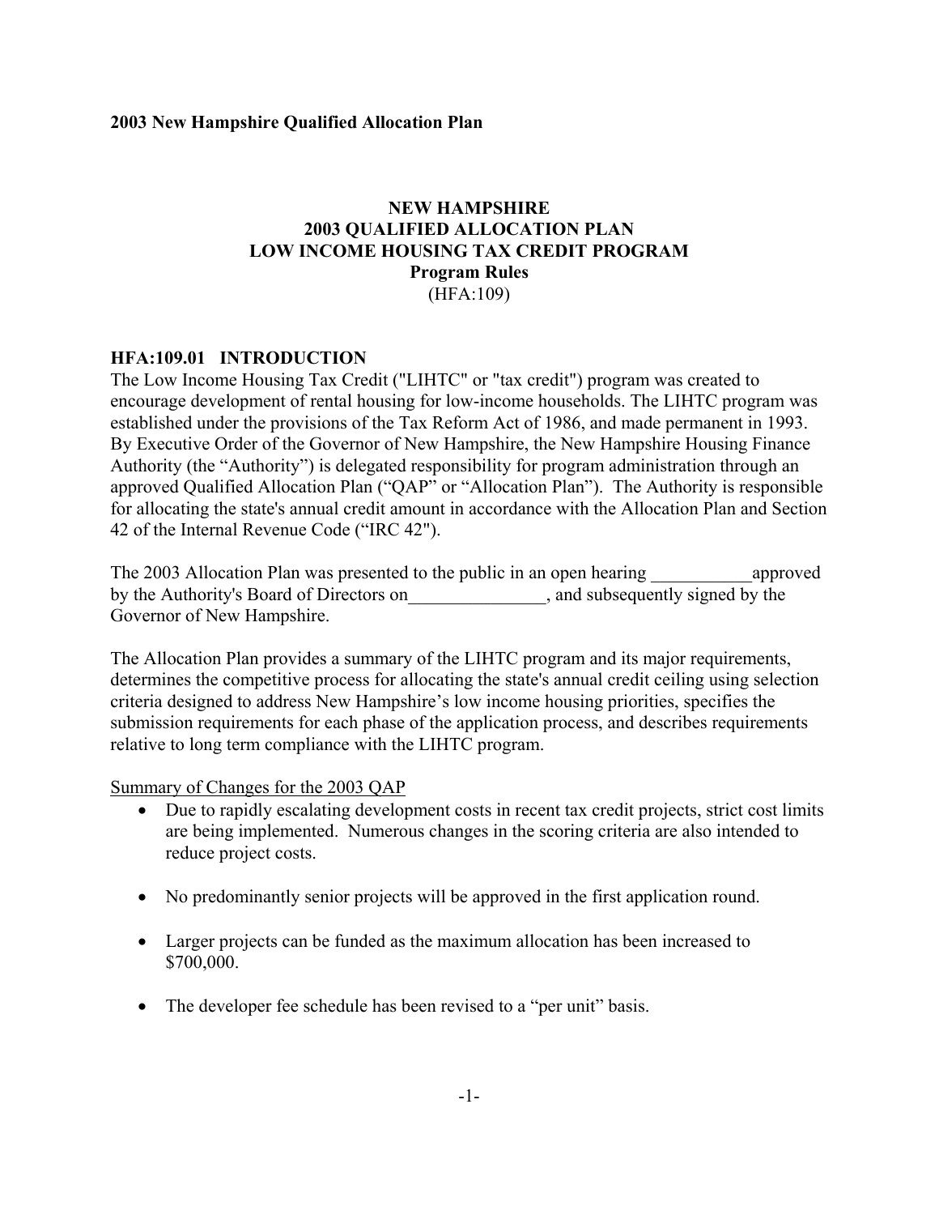**2003 New Hampshire Qualified Allocation Plan**

# NEW HAMPSHIRE 2003 QUALIFIED ALLOCATION PLAN LOW INCOME HOUSING TAX CREDIT PROGRAM Program Rules

(HFA:109)

## HFA:109.01 INTRODUCTION

The Low Income Housing Tax Credit ("LIHTC" or "tax credit") program was created to encourage development of rental housing for low-income households. The LIHTC program was established under the provisions of the Tax Reform Act of 1986, and made permanent in 1993. By Executive Order of the Governor of New Hampshire, the New Hampshire Housing Finance Authority (the "Authority") is delegated responsibility for program administration through an approved Qualified Allocation Plan ("QAP" or "Allocation Plan"). The Authority is responsible for allocating the state's annual credit amount in accordance with the Allocation Plan and Section 42 of the Internal Revenue Code ("IRC 42").

The 2003 Allocation Plan was presented to the public in an open hearing ___________approved by the Authority's Board of Directors on_______________, and subsequently signed by the Governor of New Hampshire.

The Allocation Plan provides a summary of the LIHTC program and its major requirements, determines the competitive process for allocating the state's annual credit ceiling using selection criteria designed to address New Hampshire's low income housing priorities, specifies the submission requirements for each phase of the application process, and describes requirements relative to long term compliance with the LIHTC program.

Summary of Changes for the 2003 QAP

- Due to rapidly escalating development costs in recent tax credit projects, strict cost limits are being implemented. Numerous changes in the scoring criteria are also intended to reduce project costs.
- No predominantly senior projects will be approved in the first application round.
- Larger projects can be funded as the maximum allocation has been increased to $700,000.
- The developer fee schedule has been revised to a "per unit" basis.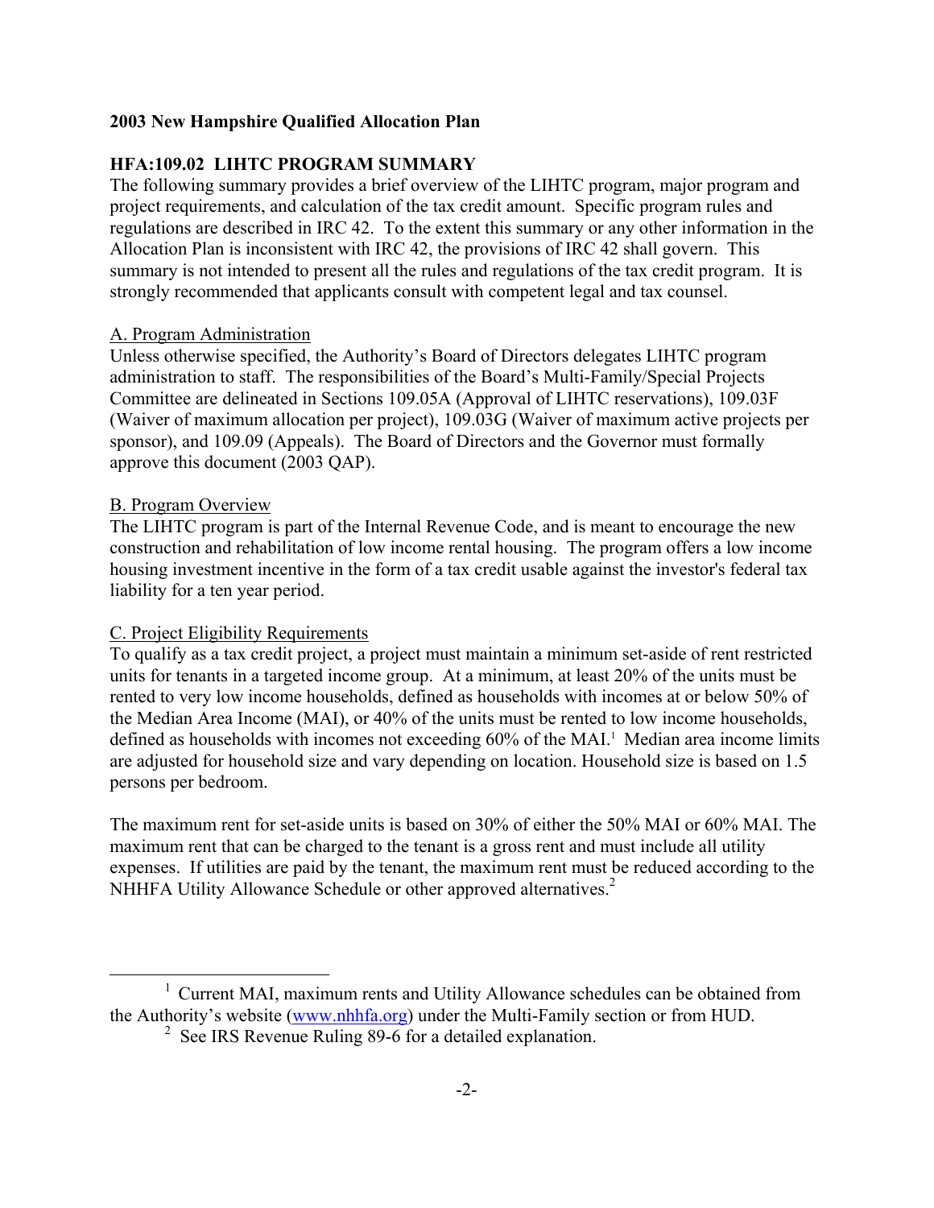**2003 New Hampshire Qualified Allocation Plan**

## HFA:109.02 LIHTC PROGRAM SUMMARY

The following summary provides a brief overview of the LIHTC program, major program and project requirements, and calculation of the tax credit amount. Specific program rules and regulations are described in IRC 42. To the extent this summary or any other information in the Allocation Plan is inconsistent with IRC 42, the provisions of IRC 42 shall govern. This summary is not intended to present all the rules and regulations of the tax credit program. It is strongly recommended that applicants consult with competent legal and tax counsel.

### A. Program Administration

Unless otherwise specified, the Authority's Board of Directors delegates LIHTC program administration to staff. The responsibilities of the Board's Multi-Family/Special Projects Committee are delineated in Sections 109.05A (Approval of LIHTC reservations), 109.03F (Waiver of maximum allocation per project), 109.03G (Waiver of maximum active projects per sponsor), and 109.09 (Appeals). The Board of Directors and the Governor must formally approve this document (2003 QAP).

### B. Program Overview

The LIHTC program is part of the Internal Revenue Code, and is meant to encourage the new construction and rehabilitation of low income rental housing. The program offers a low income housing investment incentive in the form of a tax credit usable against the investor's federal tax liability for a ten year period.

### C. Project Eligibility Requirements

To qualify as a tax credit project, a project must maintain a minimum set-aside of rent restricted units for tenants in a targeted income group. At a minimum, at least 20% of the units must be rented to very low income households, defined as households with incomes at or below 50% of the Median Area Income (MAI), or 40% of the units must be rented to low income households, defined as households with incomes not exceeding 60% of the MAI.[1] Median area income limits are adjusted for household size and vary depending on location. Household size is based on 1.5 persons per bedroom.

The maximum rent for set-aside units is based on 30% of either the 50% MAI or 60% MAI. The maximum rent that can be charged to the tenant is a gross rent and must include all utility expenses. If utilities are paid by the tenant, the maximum rent must be reduced according to the NHHFA Utility Allowance Schedule or other approved alternatives.[2]

---

[1] Current MAI, maximum rents and Utility Allowance schedules can be obtained from the Authority's website (www.nhhfa.org) under the Multi-Family section or from HUD.

[2] See IRS Revenue Ruling 89-6 for a detailed explanation.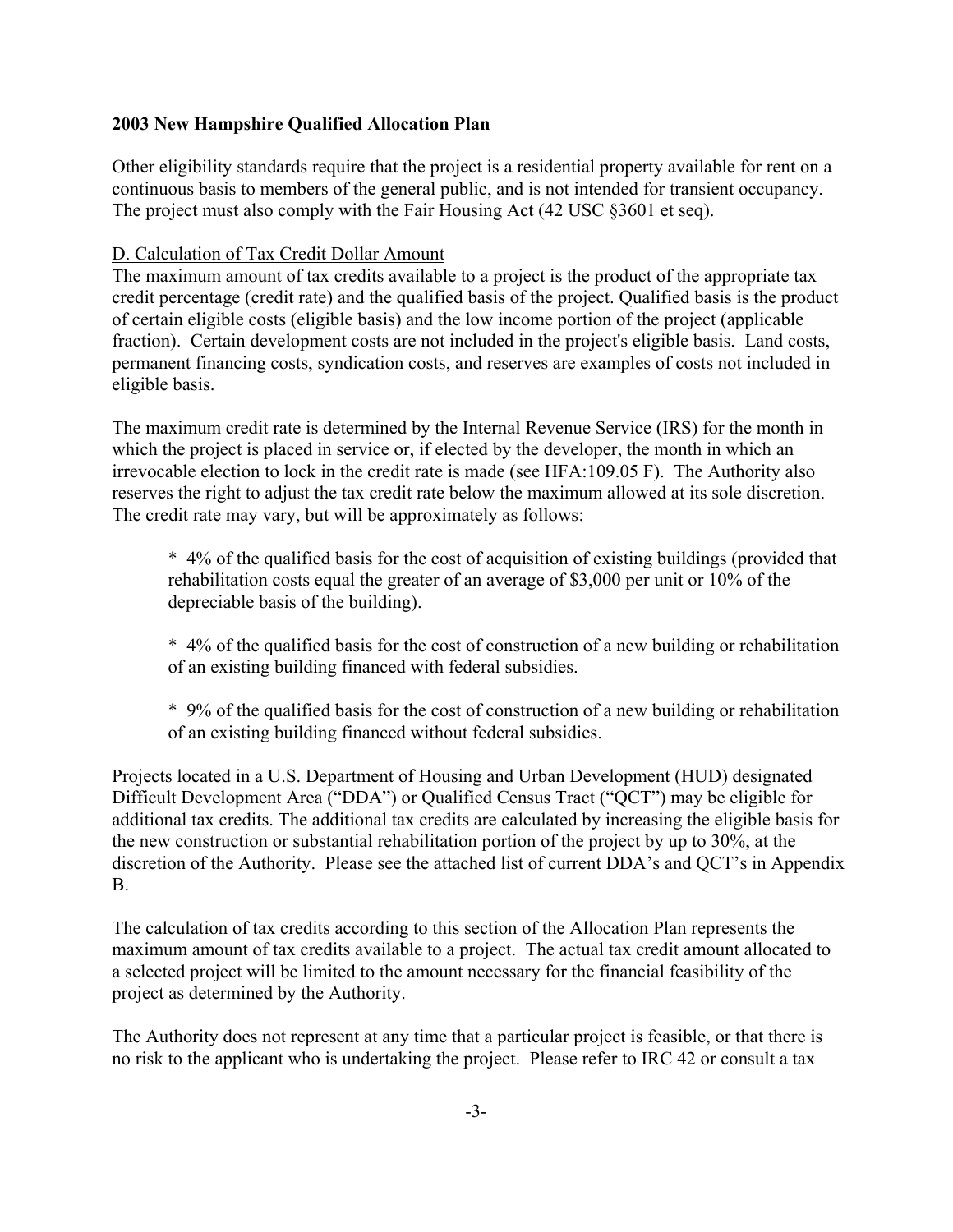Other eligibility standards require that the project is a residential property available for rent on a continuous basis to members of the general public, and is not intended for transient occupancy. The project must also comply with the Fair Housing Act (42 USC §3601 et seq).

D. Calculation of Tax Credit Dollar Amount

The maximum amount of tax credits available to a project is the product of the appropriate tax credit percentage (credit rate) and the qualified basis of the project. Qualified basis is the product of certain eligible costs (eligible basis) and the low income portion of the project (applicable fraction). Certain development costs are not included in the project's eligible basis. Land costs, permanent financing costs, syndication costs, and reserves are examples of costs not included in eligible basis.

The maximum credit rate is determined by the Internal Revenue Service (IRS) for the month in which the project is placed in service or, if elected by the developer, the month in which an irrevocable election to lock in the credit rate is made (see HFA:109.05 F). The Authority also reserves the right to adjust the tax credit rate below the maximum allowed at its sole discretion. The credit rate may vary, but will be approximately as follows:

* 4% of the qualified basis for the cost of acquisition of existing buildings (provided that rehabilitation costs equal the greater of an average of $3,000 per unit or 10% of the depreciable basis of the building).

* 4% of the qualified basis for the cost of construction of a new building or rehabilitation of an existing building financed with federal subsidies.

* 9% of the qualified basis for the cost of construction of a new building or rehabilitation of an existing building financed without federal subsidies.

Projects located in a U.S. Department of Housing and Urban Development (HUD) designated Difficult Development Area ("DDA") or Qualified Census Tract ("QCT") may be eligible for additional tax credits. The additional tax credits are calculated by increasing the eligible basis for the new construction or substantial rehabilitation portion of the project by up to 30%, at the discretion of the Authority. Please see the attached list of current DDA's and QCT's in Appendix B.

The calculation of tax credits according to this section of the Allocation Plan represents the maximum amount of tax credits available to a project. The actual tax credit amount allocated to a selected project will be limited to the amount necessary for the financial feasibility of the project as determined by the Authority.

The Authority does not represent at any time that a particular project is feasible, or that there is no risk to the applicant who is undertaking the project. Please refer to IRC 42 or consult a tax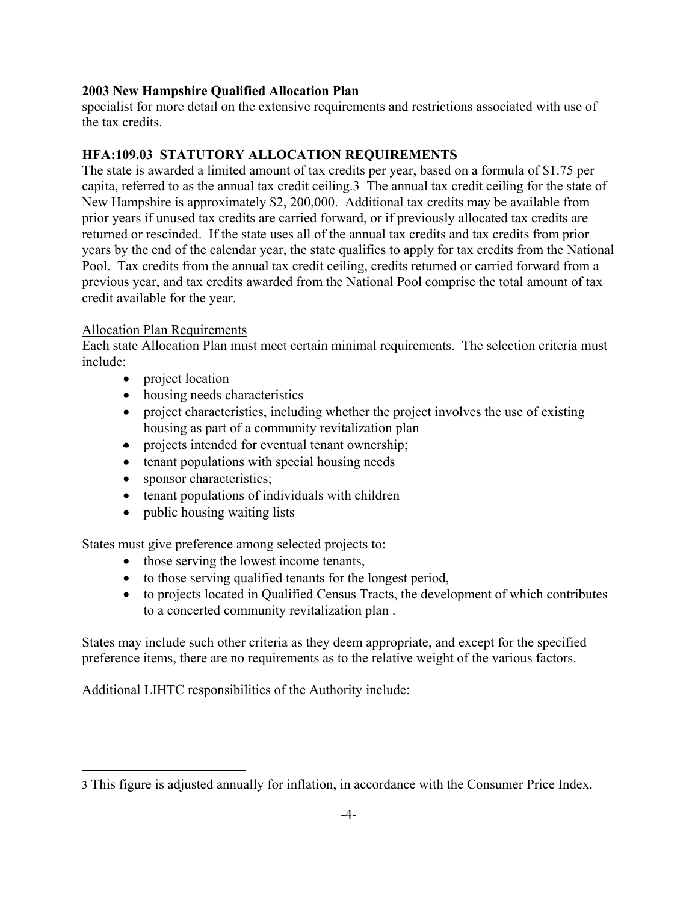specialist for more detail on the extensive requirements and restrictions associated with use of the tax credits.

## HFA:109.03 STATUTORY ALLOCATION REQUIREMENTS

The state is awarded a limited amount of tax credits per year, based on a formula of $1.75 per capita, referred to as the annual tax credit ceiling.[3] The annual tax credit ceiling for the state of New Hampshire is approximately $2, 200,000. Additional tax credits may be available from prior years if unused tax credits are carried forward, or if previously allocated tax credits are returned or rescinded. If the state uses all of the annual tax credits and tax credits from prior years by the end of the calendar year, the state qualifies to apply for tax credits from the National Pool. Tax credits from the annual tax credit ceiling, credits returned or carried forward from a previous year, and tax credits awarded from the National Pool comprise the total amount of tax credit available for the year.

<u>Allocation Plan Requirements</u>

Each state Allocation Plan must meet certain minimal requirements. The selection criteria must include:

- project location
- housing needs characteristics
- project characteristics, including whether the project involves the use of existing housing as part of a community revitalization plan
- projects intended for eventual tenant ownership;
- tenant populations with special housing needs
- sponsor characteristics;
- tenant populations of individuals with children
- public housing waiting lists

States must give preference among selected projects to:

- those serving the lowest income tenants,
- to those serving qualified tenants for the longest period,
- to projects located in Qualified Census Tracts, the development of which contributes to a concerted community revitalization plan .

States may include such other criteria as they deem appropriate, and except for the specified preference items, there are no requirements as to the relative weight of the various factors.

Additional LIHTC responsibilities of the Authority include:

[3] This figure is adjusted annually for inflation, in accordance with the Consumer Price Index.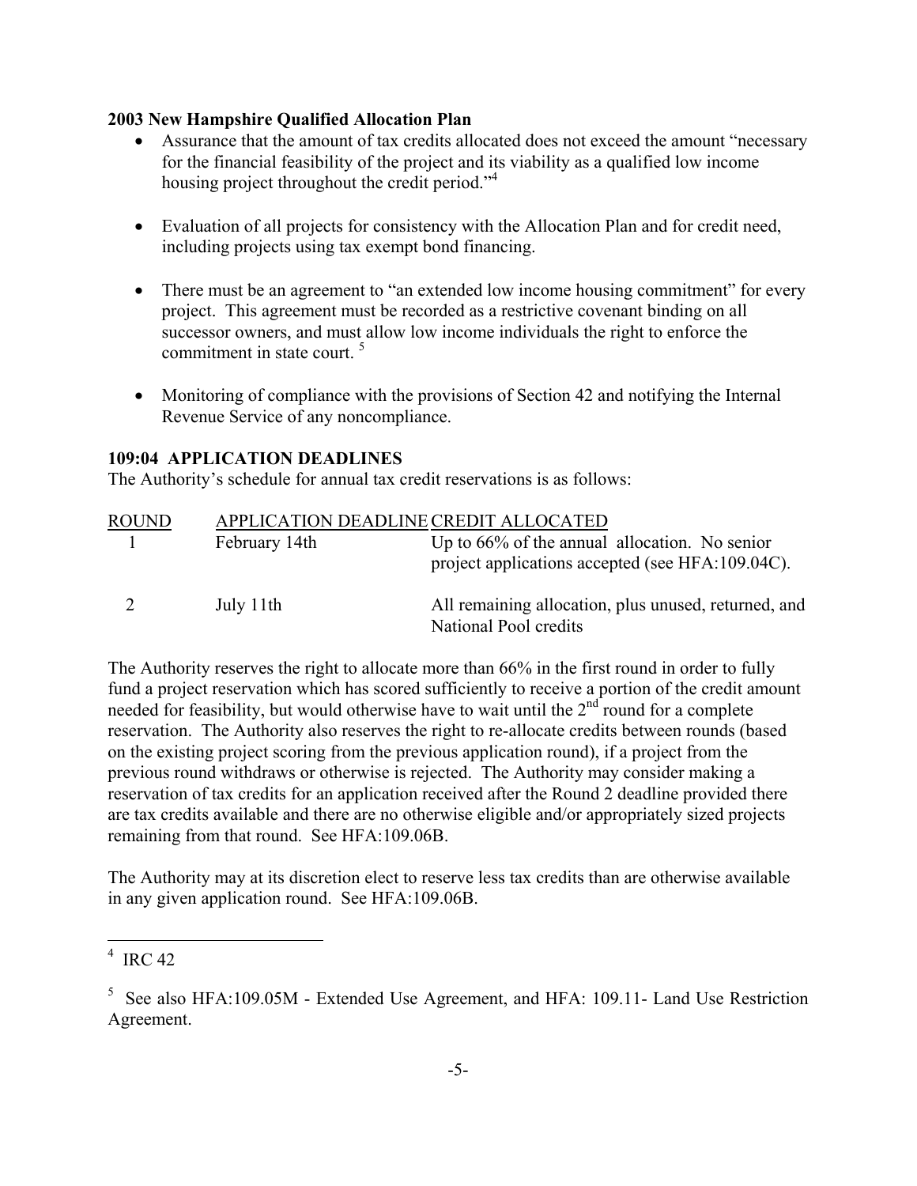**2003 New Hampshire Qualified Allocation Plan**

- Assurance that the amount of tax credits allocated does not exceed the amount "necessary for the financial feasibility of the project and its viability as a qualified low income housing project throughout the credit period."[4]

- Evaluation of all projects for consistency with the Allocation Plan and for credit need, including projects using tax exempt bond financing.

- There must be an agreement to "an extended low income housing commitment" for every project. This agreement must be recorded as a restrictive covenant binding on all successor owners, and must allow low income individuals the right to enforce the commitment in state court. [5]

- Monitoring of compliance with the provisions of Section 42 and notifying the Internal Revenue Service of any noncompliance.

**109:04 APPLICATION DEADLINES**

The Authority's schedule for annual tax credit reservations is as follows:

| ROUND | APPLICATION DEADLINE | CREDIT ALLOCATED |
|---|---|---|
| 1 | February 14th | Up to 66% of the annual allocation. No senior project applications accepted (see HFA:109.04C). |
| 2 | July 11th | All remaining allocation, plus unused, returned, and National Pool credits |

The Authority reserves the right to allocate more than 66% in the first round in order to fully fund a project reservation which has scored sufficiently to receive a portion of the credit amount needed for feasibility, but would otherwise have to wait until the 2nd round for a complete reservation. The Authority also reserves the right to re-allocate credits between rounds (based on the existing project scoring from the previous application round), if a project from the previous round withdraws or otherwise is rejected. The Authority may consider making a reservation of tax credits for an application received after the Round 2 deadline provided there are tax credits available and there are no otherwise eligible and/or appropriately sized projects remaining from that round. See HFA:109.06B.

The Authority may at its discretion elect to reserve less tax credits than are otherwise available in any given application round. See HFA:109.06B.

---

[4] IRC 42

[5] See also HFA:109.05M - Extended Use Agreement, and HFA: 109.11- Land Use Restriction Agreement.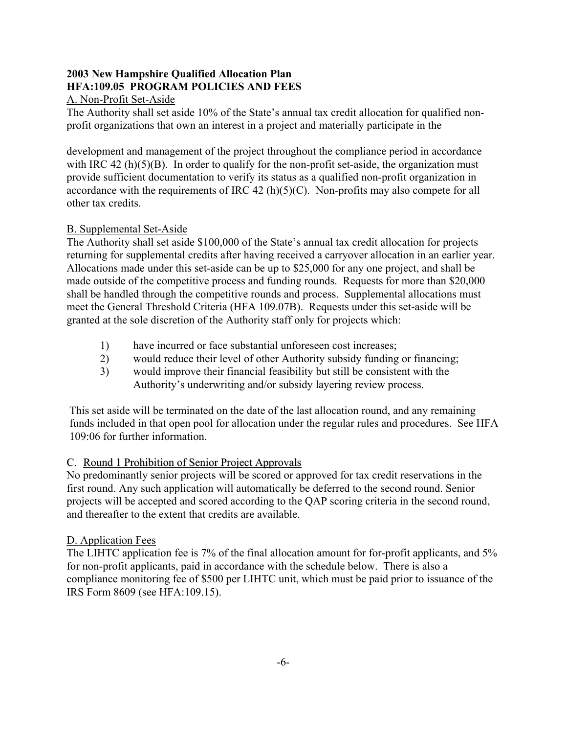**2003 New Hampshire Qualified Allocation Plan**
**HFA:109.05 PROGRAM POLICIES AND FEES**

A. Non-Profit Set-Aside

The Authority shall set aside 10% of the State's annual tax credit allocation for qualified non-profit organizations that own an interest in a project and materially participate in the development and management of the project throughout the compliance period in accordance with IRC 42 (h)(5)(B). In order to qualify for the non-profit set-aside, the organization must provide sufficient documentation to verify its status as a qualified non-profit organization in accordance with the requirements of IRC 42 (h)(5)(C). Non-profits may also compete for all other tax credits.

B. Supplemental Set-Aside

The Authority shall set aside $100,000 of the State's annual tax credit allocation for projects returning for supplemental credits after having received a carryover allocation in an earlier year. Allocations made under this set-aside can be up to $25,000 for any one project, and shall be made outside of the competitive process and funding rounds. Requests for more than $20,000 shall be handled through the competitive rounds and process. Supplemental allocations must meet the General Threshold Criteria (HFA 109.07B). Requests under this set-aside will be granted at the sole discretion of the Authority staff only for projects which:

1) have incurred or face substantial unforeseen cost increases;
2) would reduce their level of other Authority subsidy funding or financing;
3) would improve their financial feasibility but still be consistent with the Authority's underwriting and/or subsidy layering review process.

This set aside will be terminated on the date of the last allocation round, and any remaining funds included in that open pool for allocation under the regular rules and procedures. See HFA 109:06 for further information.

C. Round 1 Prohibition of Senior Project Approvals

No predominantly senior projects will be scored or approved for tax credit reservations in the first round. Any such application will automatically be deferred to the second round. Senior projects will be accepted and scored according to the QAP scoring criteria in the second round, and thereafter to the extent that credits are available.

D. Application Fees

The LIHTC application fee is 7% of the final allocation amount for for-profit applicants, and 5% for non-profit applicants, paid in accordance with the schedule below. There is also a compliance monitoring fee of $500 per LIHTC unit, which must be paid prior to issuance of the IRS Form 8609 (see HFA:109.15).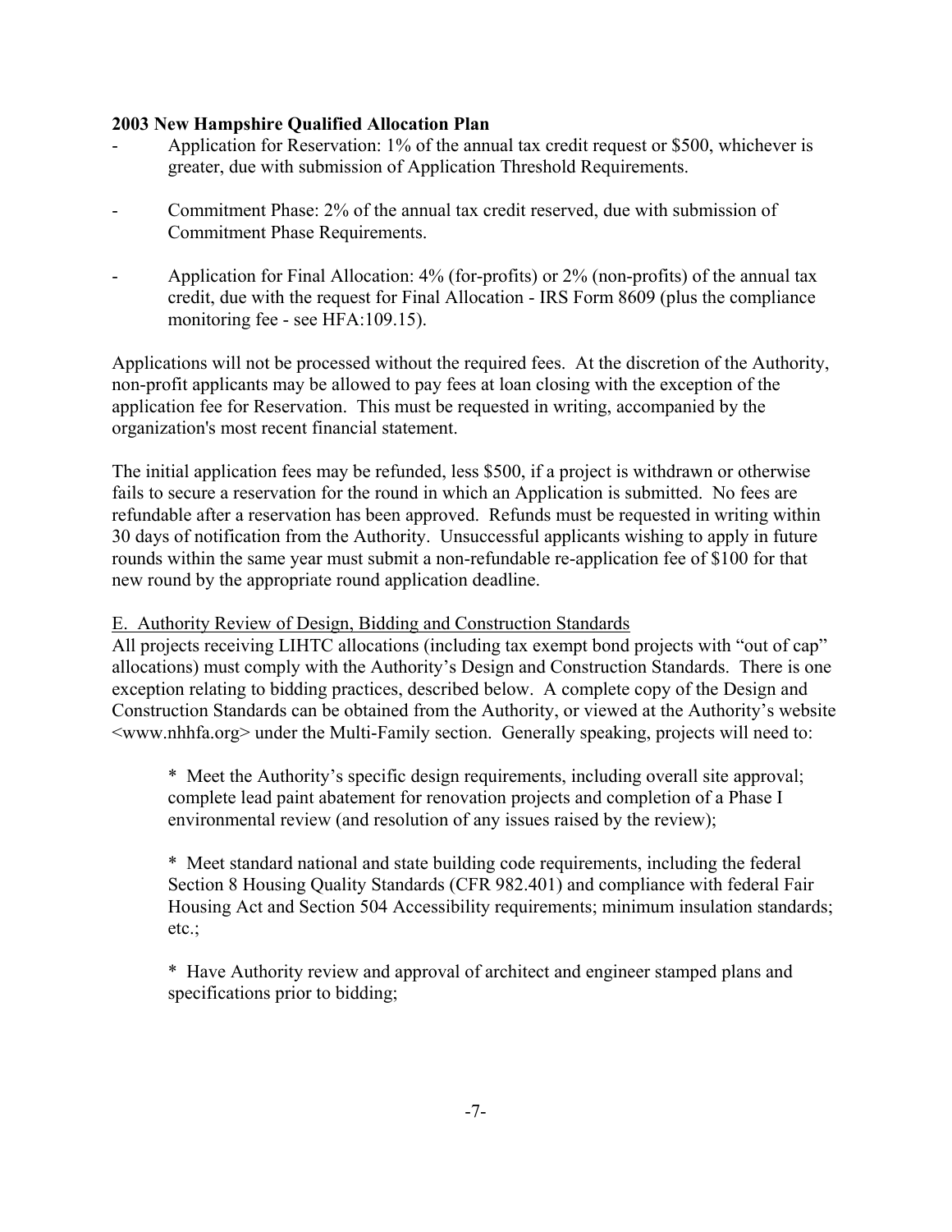**2003 New Hampshire Qualified Allocation Plan**

- Application for Reservation: 1% of the annual tax credit request or $500, whichever is greater, due with submission of Application Threshold Requirements.

- Commitment Phase: 2% of the annual tax credit reserved, due with submission of Commitment Phase Requirements.

- Application for Final Allocation: 4% (for-profits) or 2% (non-profits) of the annual tax credit, due with the request for Final Allocation - IRS Form 8609 (plus the compliance monitoring fee - see HFA:109.15).

Applications will not be processed without the required fees. At the discretion of the Authority, non-profit applicants may be allowed to pay fees at loan closing with the exception of the application fee for Reservation. This must be requested in writing, accompanied by the organization's most recent financial statement.

The initial application fees may be refunded, less $500, if a project is withdrawn or otherwise fails to secure a reservation for the round in which an Application is submitted. No fees are refundable after a reservation has been approved. Refunds must be requested in writing within 30 days of notification from the Authority. Unsuccessful applicants wishing to apply in future rounds within the same year must submit a non-refundable re-application fee of $100 for that new round by the appropriate round application deadline.

E. Authority Review of Design, Bidding and Construction Standards

All projects receiving LIHTC allocations (including tax exempt bond projects with "out of cap" allocations) must comply with the Authority's Design and Construction Standards. There is one exception relating to bidding practices, described below. A complete copy of the Design and Construction Standards can be obtained from the Authority, or viewed at the Authority's website <www.nhhfa.org> under the Multi-Family section. Generally speaking, projects will need to:

* Meet the Authority's specific design requirements, including overall site approval; complete lead paint abatement for renovation projects and completion of a Phase I environmental review (and resolution of any issues raised by the review);

* Meet standard national and state building code requirements, including the federal Section 8 Housing Quality Standards (CFR 982.401) and compliance with federal Fair Housing Act and Section 504 Accessibility requirements; minimum insulation standards; etc.;

* Have Authority review and approval of architect and engineer stamped plans and specifications prior to bidding;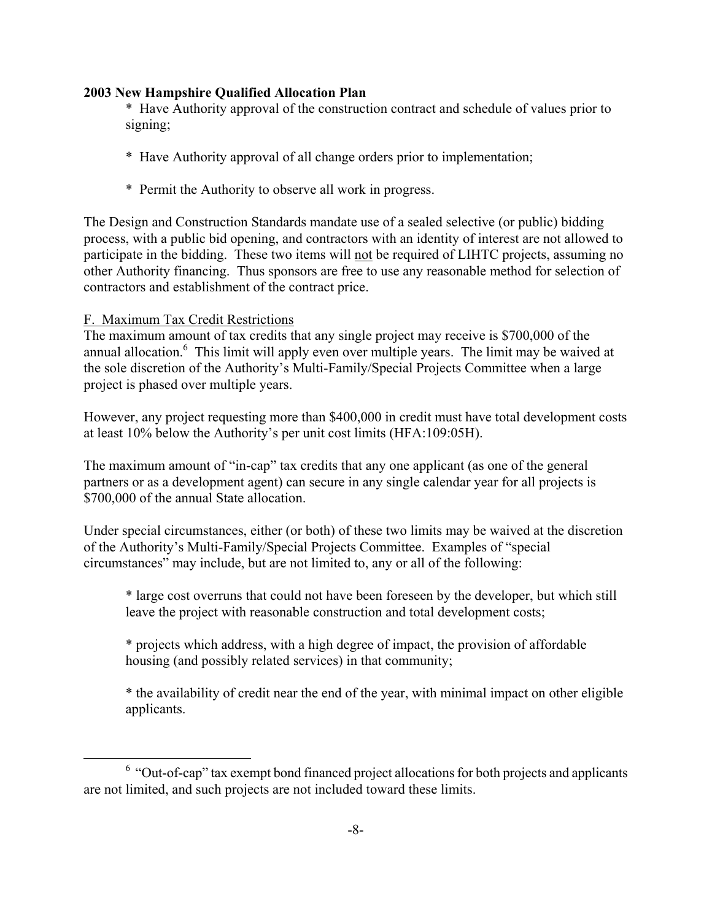* Have Authority approval of the construction contract and schedule of values prior to signing;

* Have Authority approval of all change orders prior to implementation;

* Permit the Authority to observe all work in progress.

The Design and Construction Standards mandate use of a sealed selective (or public) bidding process, with a public bid opening, and contractors with an identity of interest are not allowed to participate in the bidding. These two items will not be required of LIHTC projects, assuming no other Authority financing. Thus sponsors are free to use any reasonable method for selection of contractors and establishment of the contract price.

F. Maximum Tax Credit Restrictions

The maximum amount of tax credits that any single project may receive is $700,000 of the annual allocation.[6] This limit will apply even over multiple years. The limit may be waived at the sole discretion of the Authority's Multi-Family/Special Projects Committee when a large project is phased over multiple years.

However, any project requesting more than $400,000 in credit must have total development costs at least 10% below the Authority's per unit cost limits (HFA:109:05H).

The maximum amount of "in-cap" tax credits that any one applicant (as one of the general partners or as a development agent) can secure in any single calendar year for all projects is $700,000 of the annual State allocation.

Under special circumstances, either (or both) of these two limits may be waived at the discretion of the Authority's Multi-Family/Special Projects Committee. Examples of "special circumstances" may include, but are not limited to, any or all of the following:

* large cost overruns that could not have been foreseen by the developer, but which still leave the project with reasonable construction and total development costs;

* projects which address, with a high degree of impact, the provision of affordable housing (and possibly related services) in that community;

* the availability of credit near the end of the year, with minimal impact on other eligible applicants.

[6] "Out-of-cap" tax exempt bond financed project allocations for both projects and applicants are not limited, and such projects are not included toward these limits.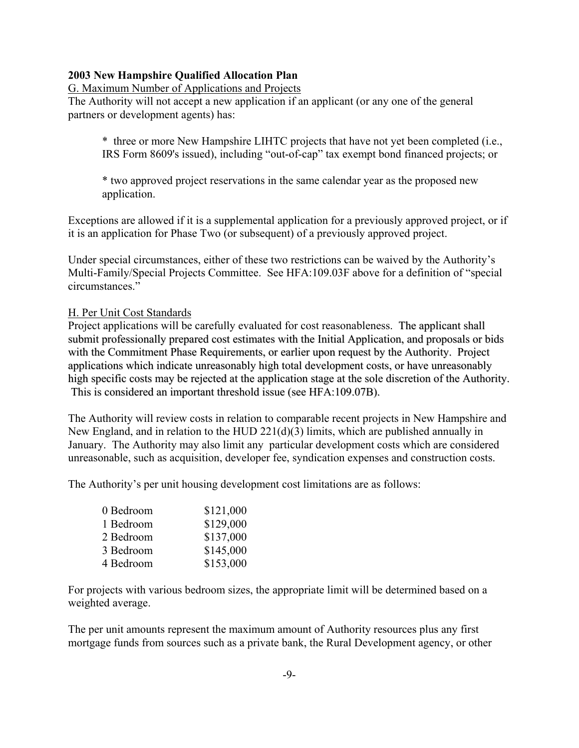**2003 New Hampshire Qualified Allocation Plan**

G. Maximum Number of Applications and Projects

The Authority will not accept a new application if an applicant (or any one of the general partners or development agents) has:

> * three or more New Hampshire LIHTC projects that have not yet been completed (i.e., IRS Form 8609's issued), including "out-of-cap" tax exempt bond financed projects; or
>
> * two approved project reservations in the same calendar year as the proposed new application.

Exceptions are allowed if it is a supplemental application for a previously approved project, or if it is an application for Phase Two (or subsequent) of a previously approved project.

Under special circumstances, either of these two restrictions can be waived by the Authority's Multi-Family/Special Projects Committee. See HFA:109.03F above for a definition of "special circumstances."

H. Per Unit Cost Standards

Project applications will be carefully evaluated for cost reasonableness. The applicant shall submit professionally prepared cost estimates with the Initial Application, and proposals or bids with the Commitment Phase Requirements, or earlier upon request by the Authority. Project applications which indicate unreasonably high total development costs, or have unreasonably high specific costs may be rejected at the application stage at the sole discretion of the Authority. This is considered an important threshold issue (see HFA:109.07B).

The Authority will review costs in relation to comparable recent projects in New Hampshire and New England, and in relation to the HUD 221(d)(3) limits, which are published annually in January. The Authority may also limit any particular development costs which are considered unreasonable, such as acquisition, developer fee, syndication expenses and construction costs.

The Authority's per unit housing development cost limitations are as follows:

| | |
|---|---|
| 0 Bedroom | $121,000 |
| 1 Bedroom | $129,000 |
| 2 Bedroom | $137,000 |
| 3 Bedroom | $145,000 |
| 4 Bedroom | $153,000 |

For projects with various bedroom sizes, the appropriate limit will be determined based on a weighted average.

The per unit amounts represent the maximum amount of Authority resources plus any first mortgage funds from sources such as a private bank, the Rural Development agency, or other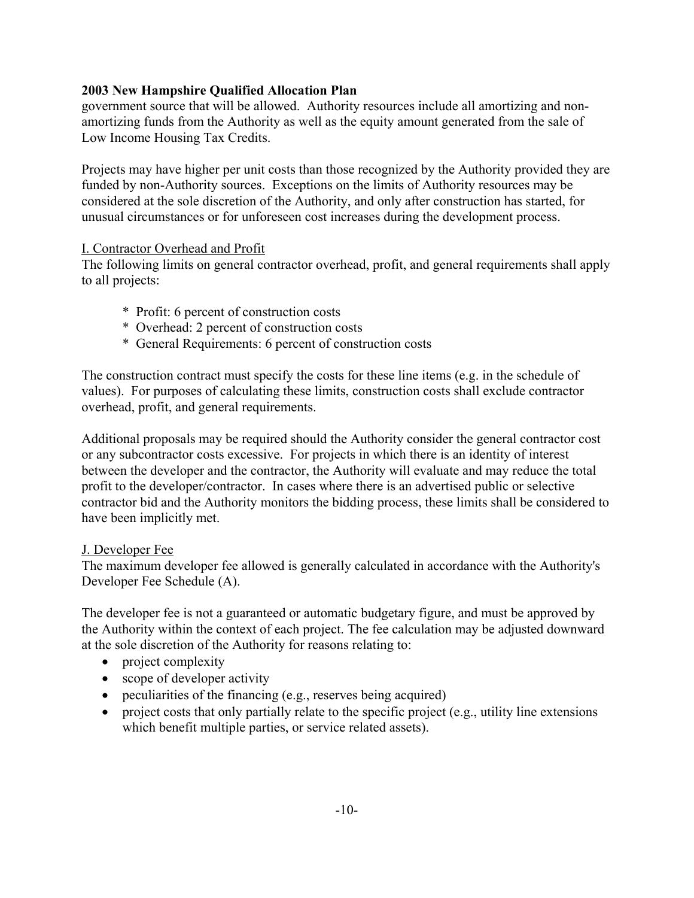government source that will be allowed. Authority resources include all amortizing and non-amortizing funds from the Authority as well as the equity amount generated from the sale of Low Income Housing Tax Credits.

Projects may have higher per unit costs than those recognized by the Authority provided they are funded by non-Authority sources. Exceptions on the limits of Authority resources may be considered at the sole discretion of the Authority, and only after construction has started, for unusual circumstances or for unforeseen cost increases during the development process.

I. Contractor Overhead and Profit

The following limits on general contractor overhead, profit, and general requirements shall apply to all projects:

* Profit: 6 percent of construction costs
* Overhead: 2 percent of construction costs
* General Requirements: 6 percent of construction costs

The construction contract must specify the costs for these line items (e.g. in the schedule of values). For purposes of calculating these limits, construction costs shall exclude contractor overhead, profit, and general requirements.

Additional proposals may be required should the Authority consider the general contractor cost or any subcontractor costs excessive. For projects in which there is an identity of interest between the developer and the contractor, the Authority will evaluate and may reduce the total profit to the developer/contractor. In cases where there is an advertised public or selective contractor bid and the Authority monitors the bidding process, these limits shall be considered to have been implicitly met.

J. Developer Fee

The maximum developer fee allowed is generally calculated in accordance with the Authority's Developer Fee Schedule (A).

The developer fee is not a guaranteed or automatic budgetary figure, and must be approved by the Authority within the context of each project. The fee calculation may be adjusted downward at the sole discretion of the Authority for reasons relating to:

- project complexity
- scope of developer activity
- peculiarities of the financing (e.g., reserves being acquired)
- project costs that only partially relate to the specific project (e.g., utility line extensions which benefit multiple parties, or service related assets).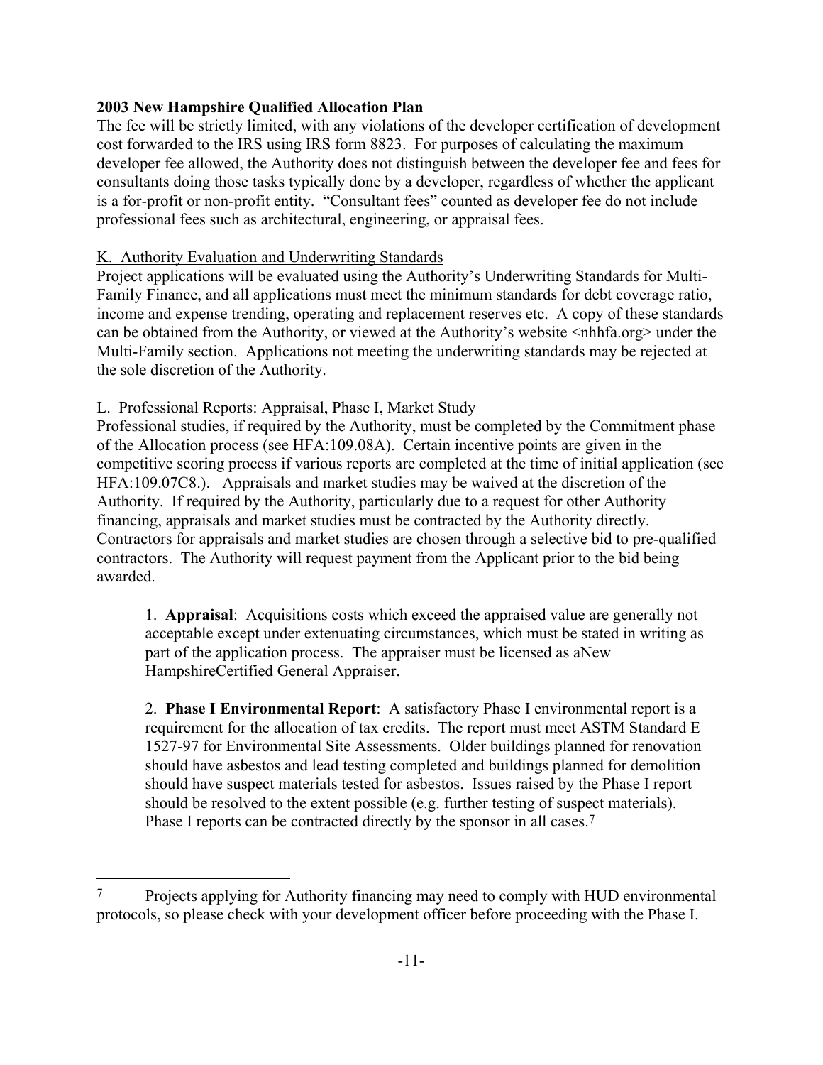**2003 New Hampshire Qualified Allocation Plan**

The fee will be strictly limited, with any violations of the developer certification of development cost forwarded to the IRS using IRS form 8823. For purposes of calculating the maximum developer fee allowed, the Authority does not distinguish between the developer fee and fees for consultants doing those tasks typically done by a developer, regardless of whether the applicant is a for-profit or non-profit entity. "Consultant fees" counted as developer fee do not include professional fees such as architectural, engineering, or appraisal fees.

K. Authority Evaluation and Underwriting Standards

Project applications will be evaluated using the Authority's Underwriting Standards for Multi-Family Finance, and all applications must meet the minimum standards for debt coverage ratio, income and expense trending, operating and replacement reserves etc. A copy of these standards can be obtained from the Authority, or viewed at the Authority's website <nhhfa.org> under the Multi-Family section. Applications not meeting the underwriting standards may be rejected at the sole discretion of the Authority.

L. Professional Reports: Appraisal, Phase I, Market Study

Professional studies, if required by the Authority, must be completed by the Commitment phase of the Allocation process (see HFA:109.08A). Certain incentive points are given in the competitive scoring process if various reports are completed at the time of initial application (see HFA:109.07C8.). Appraisals and market studies may be waived at the discretion of the Authority. If required by the Authority, particularly due to a request for other Authority financing, appraisals and market studies must be contracted by the Authority directly. Contractors for appraisals and market studies are chosen through a selective bid to pre-qualified contractors. The Authority will request payment from the Applicant prior to the bid being awarded.

1. **Appraisal**: Acquisitions costs which exceed the appraised value are generally not acceptable except under extenuating circumstances, which must be stated in writing as part of the application process. The appraiser must be licensed as aNew HampshireCertified General Appraiser.

2. **Phase I Environmental Report**: A satisfactory Phase I environmental report is a requirement for the allocation of tax credits. The report must meet ASTM Standard E 1527-97 for Environmental Site Assessments. Older buildings planned for renovation should have asbestos and lead testing completed and buildings planned for demolition should have suspect materials tested for asbestos. Issues raised by the Phase I report should be resolved to the extent possible (e.g. further testing of suspect materials). Phase I reports can be contracted directly by the sponsor in all cases.[7]

[7] Projects applying for Authority financing may need to comply with HUD environmental protocols, so please check with your development officer before proceeding with the Phase I.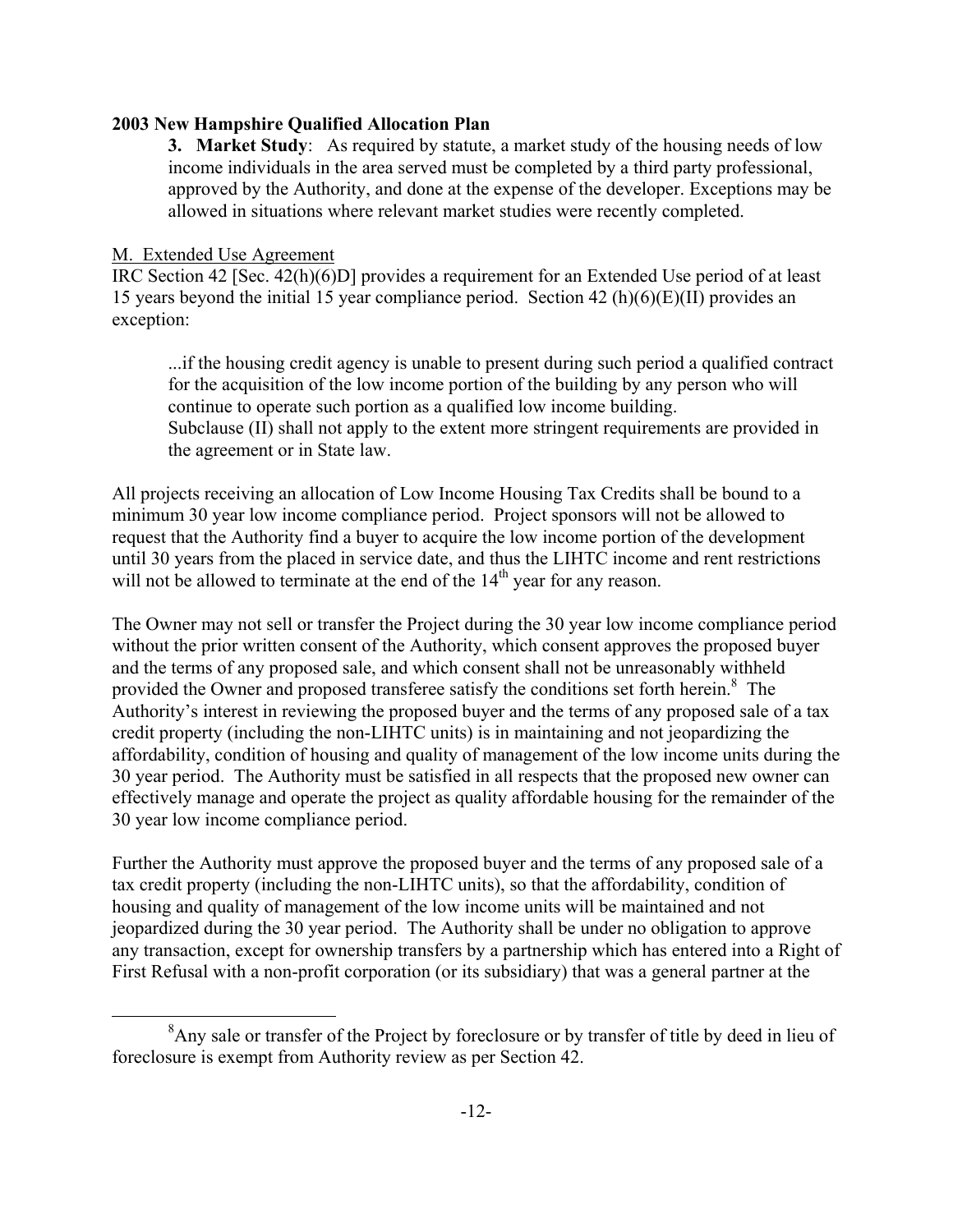**2003 New Hampshire Qualified Allocation Plan**

**3. Market Study**: As required by statute, a market study of the housing needs of low income individuals in the area served must be completed by a third party professional, approved by the Authority, and done at the expense of the developer. Exceptions may be allowed in situations where relevant market studies were recently completed.

M. Extended Use Agreement

IRC Section 42 [Sec. 42(h)(6)D] provides a requirement for an Extended Use period of at least 15 years beyond the initial 15 year compliance period. Section 42 (h)(6)(E)(II) provides an exception:

> ...if the housing credit agency is unable to present during such period a qualified contract for the acquisition of the low income portion of the building by any person who will continue to operate such portion as a qualified low income building.
> Subclause (II) shall not apply to the extent more stringent requirements are provided in the agreement or in State law.

All projects receiving an allocation of Low Income Housing Tax Credits shall be bound to a minimum 30 year low income compliance period. Project sponsors will not be allowed to request that the Authority find a buyer to acquire the low income portion of the development until 30 years from the placed in service date, and thus the LIHTC income and rent restrictions will not be allowed to terminate at the end of the 14th year for any reason.

The Owner may not sell or transfer the Project during the 30 year low income compliance period without the prior written consent of the Authority, which consent approves the proposed buyer and the terms of any proposed sale, and which consent shall not be unreasonably withheld provided the Owner and proposed transferee satisfy the conditions set forth herein.[8] The Authority's interest in reviewing the proposed buyer and the terms of any proposed sale of a tax credit property (including the non-LIHTC units) is in maintaining and not jeopardizing the affordability, condition of housing and quality of management of the low income units during the 30 year period. The Authority must be satisfied in all respects that the proposed new owner can effectively manage and operate the project as quality affordable housing for the remainder of the 30 year low income compliance period.

Further the Authority must approve the proposed buyer and the terms of any proposed sale of a tax credit property (including the non-LIHTC units), so that the affordability, condition of housing and quality of management of the low income units will be maintained and not jeopardized during the 30 year period. The Authority shall be under no obligation to approve any transaction, except for ownership transfers by a partnership which has entered into a Right of First Refusal with a non-profit corporation (or its subsidiary) that was a general partner at the

---

[8] Any sale or transfer of the Project by foreclosure or by transfer of title by deed in lieu of foreclosure is exempt from Authority review as per Section 42.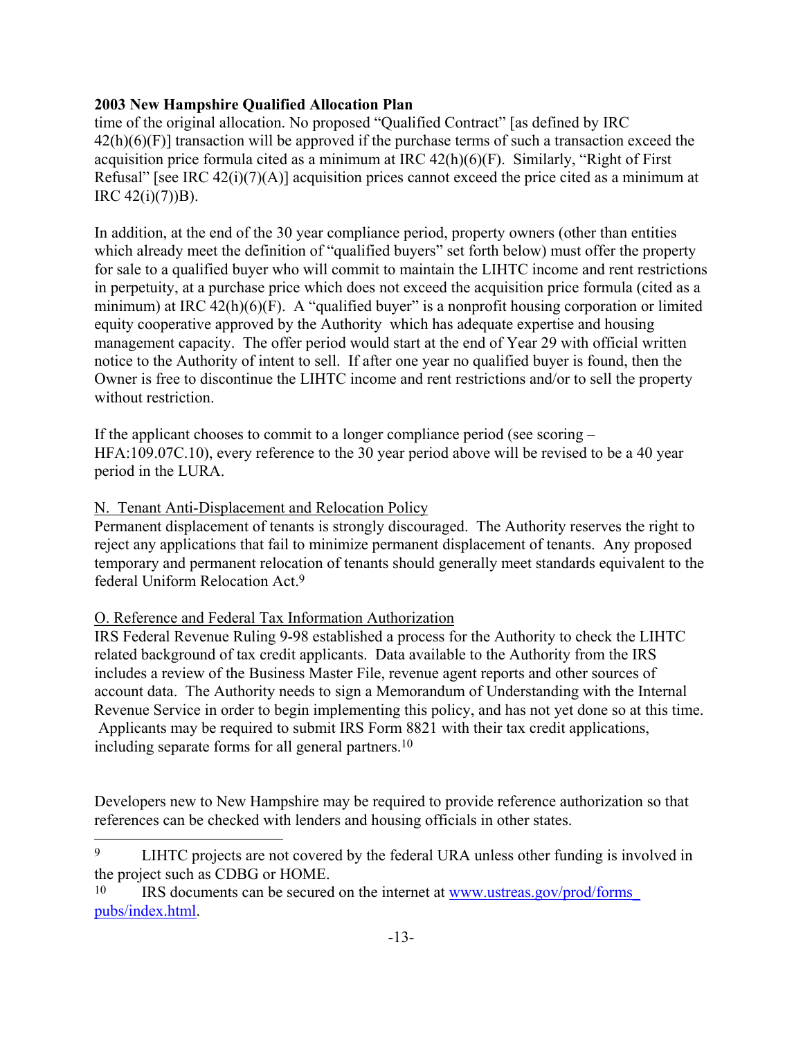time of the original allocation. No proposed "Qualified Contract" [as defined by IRC 42(h)(6)(F)] transaction will be approved if the purchase terms of such a transaction exceed the acquisition price formula cited as a minimum at IRC 42(h)(6)(F). Similarly, "Right of First Refusal" [see IRC 42(i)(7)(A)] acquisition prices cannot exceed the price cited as a minimum at IRC 42(i)(7))B).

In addition, at the end of the 30 year compliance period, property owners (other than entities which already meet the definition of "qualified buyers" set forth below) must offer the property for sale to a qualified buyer who will commit to maintain the LIHTC income and rent restrictions in perpetuity, at a purchase price which does not exceed the acquisition price formula (cited as a minimum) at IRC 42(h)(6)(F). A "qualified buyer" is a nonprofit housing corporation or limited equity cooperative approved by the Authority which has adequate expertise and housing management capacity. The offer period would start at the end of Year 29 with official written notice to the Authority of intent to sell. If after one year no qualified buyer is found, then the Owner is free to discontinue the LIHTC income and rent restrictions and/or to sell the property without restriction.

If the applicant chooses to commit to a longer compliance period (see scoring – HFA:109.07C.10), every reference to the 30 year period above will be revised to be a 40 year period in the LURA.

N. Tenant Anti-Displacement and Relocation Policy

Permanent displacement of tenants is strongly discouraged. The Authority reserves the right to reject any applications that fail to minimize permanent displacement of tenants. Any proposed temporary and permanent relocation of tenants should generally meet standards equivalent to the federal Uniform Relocation Act.[9]

O. Reference and Federal Tax Information Authorization

IRS Federal Revenue Ruling 9-98 established a process for the Authority to check the LIHTC related background of tax credit applicants. Data available to the Authority from the IRS includes a review of the Business Master File, revenue agent reports and other sources of account data. The Authority needs to sign a Memorandum of Understanding with the Internal Revenue Service in order to begin implementing this policy, and has not yet done so at this time. Applicants may be required to submit IRS Form 8821 with their tax credit applications, including separate forms for all general partners.[10]

Developers new to New Hampshire may be required to provide reference authorization so that references can be checked with lenders and housing officials in other states.

---

[9] LIHTC projects are not covered by the federal URA unless other funding is involved in the project such as CDBG or HOME.

[10] IRS documents can be secured on the internet at www.ustreas.gov/prod/forms_pubs/index.html.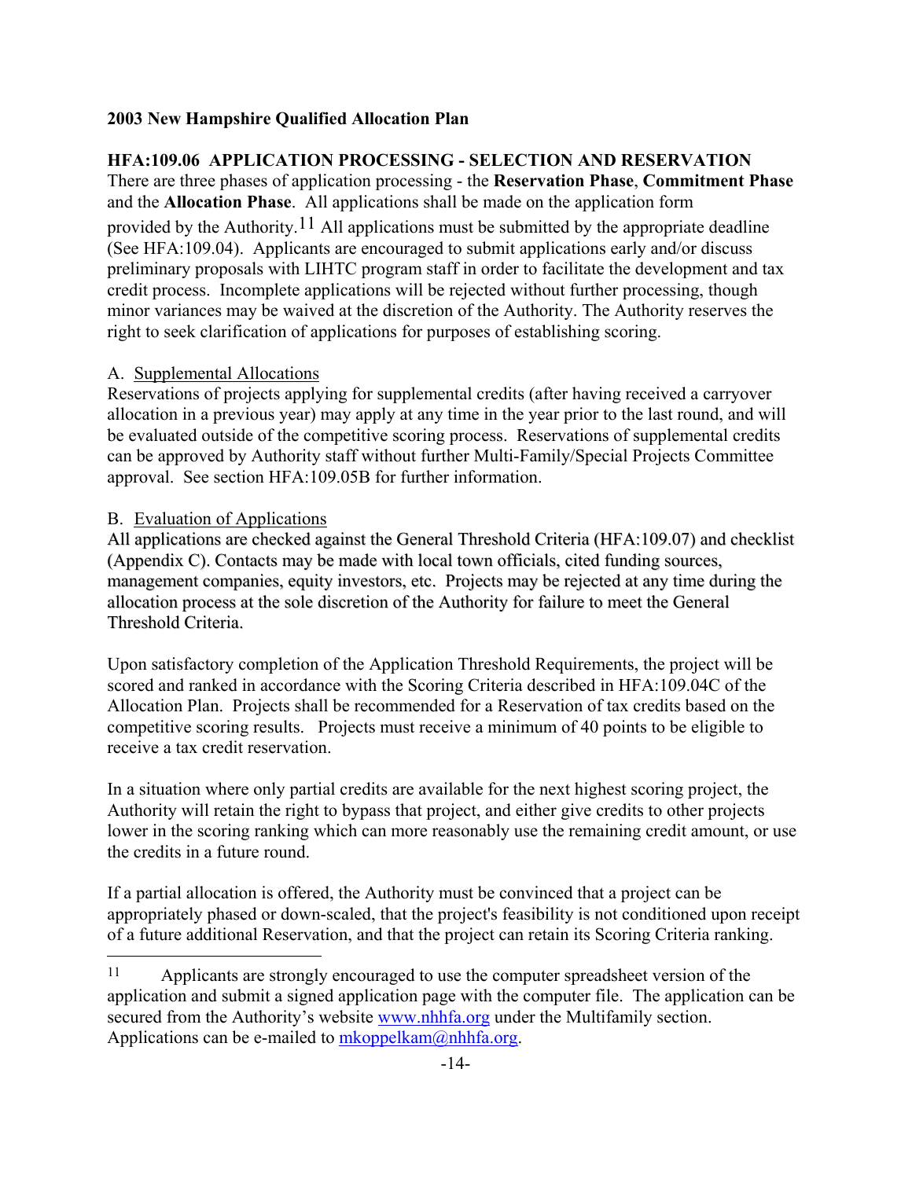**2003 New Hampshire Qualified Allocation Plan**

## HFA:109.06 APPLICATION PROCESSING - SELECTION AND RESERVATION

There are three phases of application processing - the **Reservation Phase**, **Commitment Phase** and the **Allocation Phase**. All applications shall be made on the application form provided by the Authority.[11] All applications must be submitted by the appropriate deadline (See HFA:109.04). Applicants are encouraged to submit applications early and/or discuss preliminary proposals with LIHTC program staff in order to facilitate the development and tax credit process. Incomplete applications will be rejected without further processing, though minor variances may be waived at the discretion of the Authority. The Authority reserves the right to seek clarification of applications for purposes of establishing scoring.

A. Supplemental Allocations

Reservations of projects applying for supplemental credits (after having received a carryover allocation in a previous year) may apply at any time in the year prior to the last round, and will be evaluated outside of the competitive scoring process. Reservations of supplemental credits can be approved by Authority staff without further Multi-Family/Special Projects Committee approval. See section HFA:109.05B for further information.

B. Evaluation of Applications

All applications are checked against the General Threshold Criteria (HFA:109.07) and checklist (Appendix C). Contacts may be made with local town officials, cited funding sources, management companies, equity investors, etc. Projects may be rejected at any time during the allocation process at the sole discretion of the Authority for failure to meet the General Threshold Criteria.

Upon satisfactory completion of the Application Threshold Requirements, the project will be scored and ranked in accordance with the Scoring Criteria described in HFA:109.04C of the Allocation Plan. Projects shall be recommended for a Reservation of tax credits based on the competitive scoring results. Projects must receive a minimum of 40 points to be eligible to receive a tax credit reservation.

In a situation where only partial credits are available for the next highest scoring project, the Authority will retain the right to bypass that project, and either give credits to other projects lower in the scoring ranking which can more reasonably use the remaining credit amount, or use the credits in a future round.

If a partial allocation is offered, the Authority must be convinced that a project can be appropriately phased or down-scaled, that the project's feasibility is not conditioned upon receipt of a future additional Reservation, and that the project can retain its Scoring Criteria ranking.

---

[11] Applicants are strongly encouraged to use the computer spreadsheet version of the application and submit a signed application page with the computer file. The application can be secured from the Authority's website www.nhhfa.org under the Multifamily section. Applications can be e-mailed to mkoppelkam@nhhfa.org.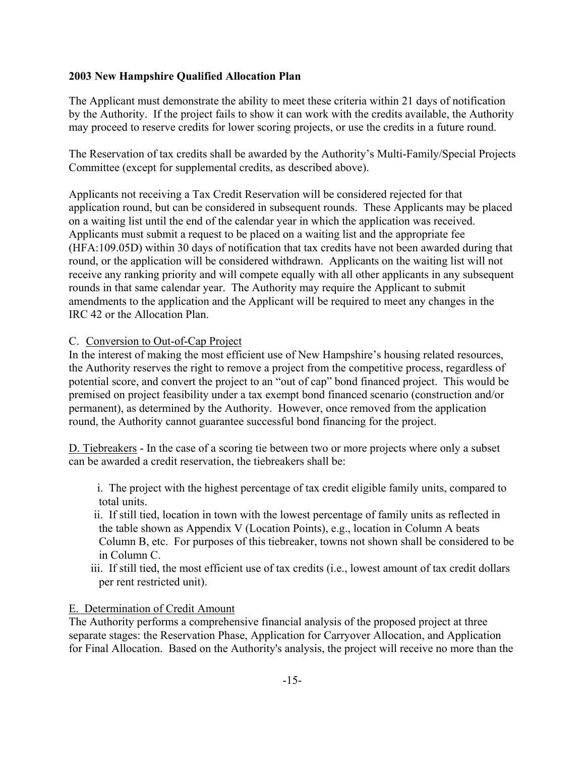**2003 New Hampshire Qualified Allocation Plan**

The Applicant must demonstrate the ability to meet these criteria within 21 days of notification by the Authority. If the project fails to show it can work with the credits available, the Authority may proceed to reserve credits for lower scoring projects, or use the credits in a future round.

The Reservation of tax credits shall be awarded by the Authority's Multi-Family/Special Projects Committee (except for supplemental credits, as described above).

Applicants not receiving a Tax Credit Reservation will be considered rejected for that application round, but can be considered in subsequent rounds. These Applicants may be placed on a waiting list until the end of the calendar year in which the application was received. Applicants must submit a request to be placed on a waiting list and the appropriate fee (HFA:109.05D) within 30 days of notification that tax credits have not been awarded during that round, or the application will be considered withdrawn. Applicants on the waiting list will not receive any ranking priority and will compete equally with all other applicants in any subsequent rounds in that same calendar year. The Authority may require the Applicant to submit amendments to the application and the Applicant will be required to meet any changes in the IRC 42 or the Allocation Plan.

C. Conversion to Out-of-Cap Project
In the interest of making the most efficient use of New Hampshire's housing related resources, the Authority reserves the right to remove a project from the competitive process, regardless of potential score, and convert the project to an "out of cap" bond financed project. This would be premised on project feasibility under a tax exempt bond financed scenario (construction and/or permanent), as determined by the Authority. However, once removed from the application round, the Authority cannot guarantee successful bond financing for the project.

D. Tiebreakers - In the case of a scoring tie between two or more projects where only a subset can be awarded a credit reservation, the tiebreakers shall be:

i. The project with the highest percentage of tax credit eligible family units, compared to total units.

ii. If still tied, location in town with the lowest percentage of family units as reflected in the table shown as Appendix V (Location Points), e.g., location in Column A beats Column B, etc. For purposes of this tiebreaker, towns not shown shall be considered to be in Column C.

iii. If still tied, the most efficient use of tax credits (i.e., lowest amount of tax credit dollars per rent restricted unit).

E. Determination of Credit Amount
The Authority performs a comprehensive financial analysis of the proposed project at three separate stages: the Reservation Phase, Application for Carryover Allocation, and Application for Final Allocation. Based on the Authority's analysis, the project will receive no more than the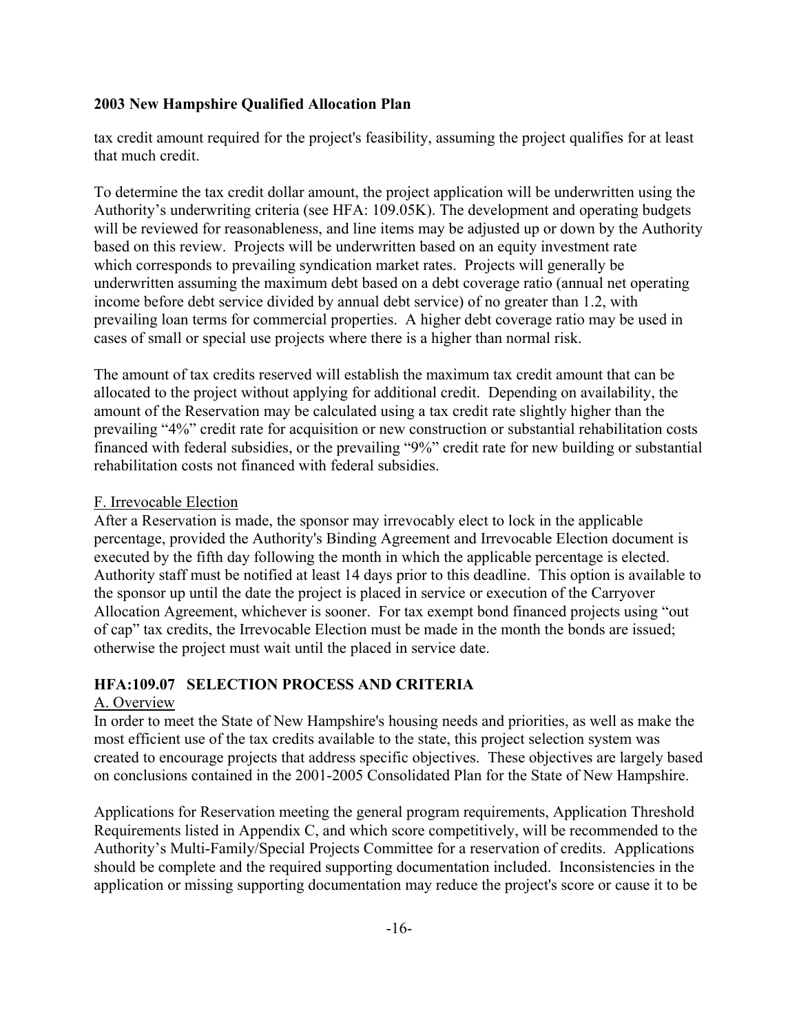tax credit amount required for the project's feasibility, assuming the project qualifies for at least that much credit.

To determine the tax credit dollar amount, the project application will be underwritten using the Authority's underwriting criteria (see HFA: 109.05K). The development and operating budgets will be reviewed for reasonableness, and line items may be adjusted up or down by the Authority based on this review. Projects will be underwritten based on an equity investment rate which corresponds to prevailing syndication market rates. Projects will generally be underwritten assuming the maximum debt based on a debt coverage ratio (annual net operating income before debt service divided by annual debt service) of no greater than 1.2, with prevailing loan terms for commercial properties. A higher debt coverage ratio may be used in cases of small or special use projects where there is a higher than normal risk.

The amount of tax credits reserved will establish the maximum tax credit amount that can be allocated to the project without applying for additional credit. Depending on availability, the amount of the Reservation may be calculated using a tax credit rate slightly higher than the prevailing "4%" credit rate for acquisition or new construction or substantial rehabilitation costs financed with federal subsidies, or the prevailing "9%" credit rate for new building or substantial rehabilitation costs not financed with federal subsidies.

F. Irrevocable Election

After a Reservation is made, the sponsor may irrevocably elect to lock in the applicable percentage, provided the Authority's Binding Agreement and Irrevocable Election document is executed by the fifth day following the month in which the applicable percentage is elected. Authority staff must be notified at least 14 days prior to this deadline. This option is available to the sponsor up until the date the project is placed in service or execution of the Carryover Allocation Agreement, whichever is sooner. For tax exempt bond financed projects using "out of cap" tax credits, the Irrevocable Election must be made in the month the bonds are issued; otherwise the project must wait until the placed in service date.

## HFA:109.07 SELECTION PROCESS AND CRITERIA

A. Overview

In order to meet the State of New Hampshire's housing needs and priorities, as well as make the most efficient use of the tax credits available to the state, this project selection system was created to encourage projects that address specific objectives. These objectives are largely based on conclusions contained in the 2001-2005 Consolidated Plan for the State of New Hampshire.

Applications for Reservation meeting the general program requirements, Application Threshold Requirements listed in Appendix C, and which score competitively, will be recommended to the Authority's Multi-Family/Special Projects Committee for a reservation of credits. Applications should be complete and the required supporting documentation included. Inconsistencies in the application or missing supporting documentation may reduce the project's score or cause it to be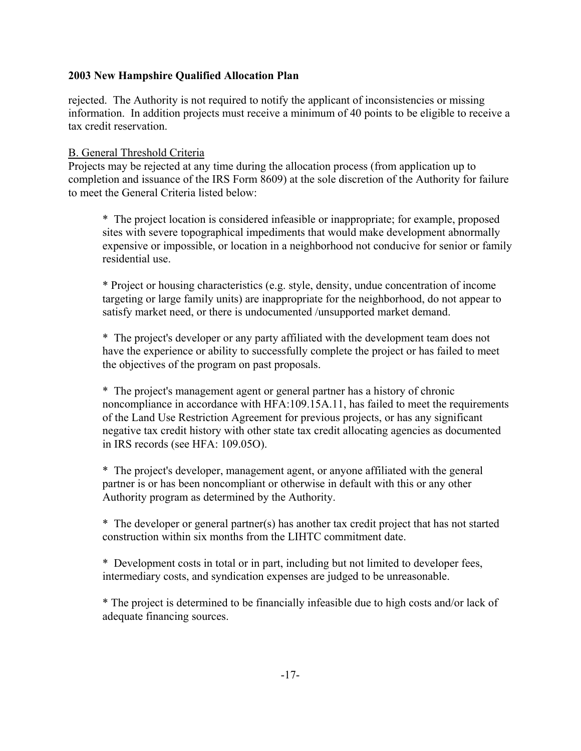rejected. The Authority is not required to notify the applicant of inconsistencies or missing information. In addition projects must receive a minimum of 40 points to be eligible to receive a tax credit reservation.

B. General Threshold Criteria

Projects may be rejected at any time during the allocation process (from application up to completion and issuance of the IRS Form 8609) at the sole discretion of the Authority for failure to meet the General Criteria listed below:

* The project location is considered infeasible or inappropriate; for example, proposed sites with severe topographical impediments that would make development abnormally expensive or impossible, or location in a neighborhood not conducive for senior or family residential use.

* Project or housing characteristics (e.g. style, density, undue concentration of income targeting or large family units) are inappropriate for the neighborhood, do not appear to satisfy market need, or there is undocumented /unsupported market demand.

* The project's developer or any party affiliated with the development team does not have the experience or ability to successfully complete the project or has failed to meet the objectives of the program on past proposals.

* The project's management agent or general partner has a history of chronic noncompliance in accordance with HFA:109.15A.11, has failed to meet the requirements of the Land Use Restriction Agreement for previous projects, or has any significant negative tax credit history with other state tax credit allocating agencies as documented in IRS records (see HFA: 109.05O).

* The project's developer, management agent, or anyone affiliated with the general partner is or has been noncompliant or otherwise in default with this or any other Authority program as determined by the Authority.

* The developer or general partner(s) has another tax credit project that has not started construction within six months from the LIHTC commitment date.

* Development costs in total or in part, including but not limited to developer fees, intermediary costs, and syndication expenses are judged to be unreasonable.

* The project is determined to be financially infeasible due to high costs and/or lack of adequate financing sources.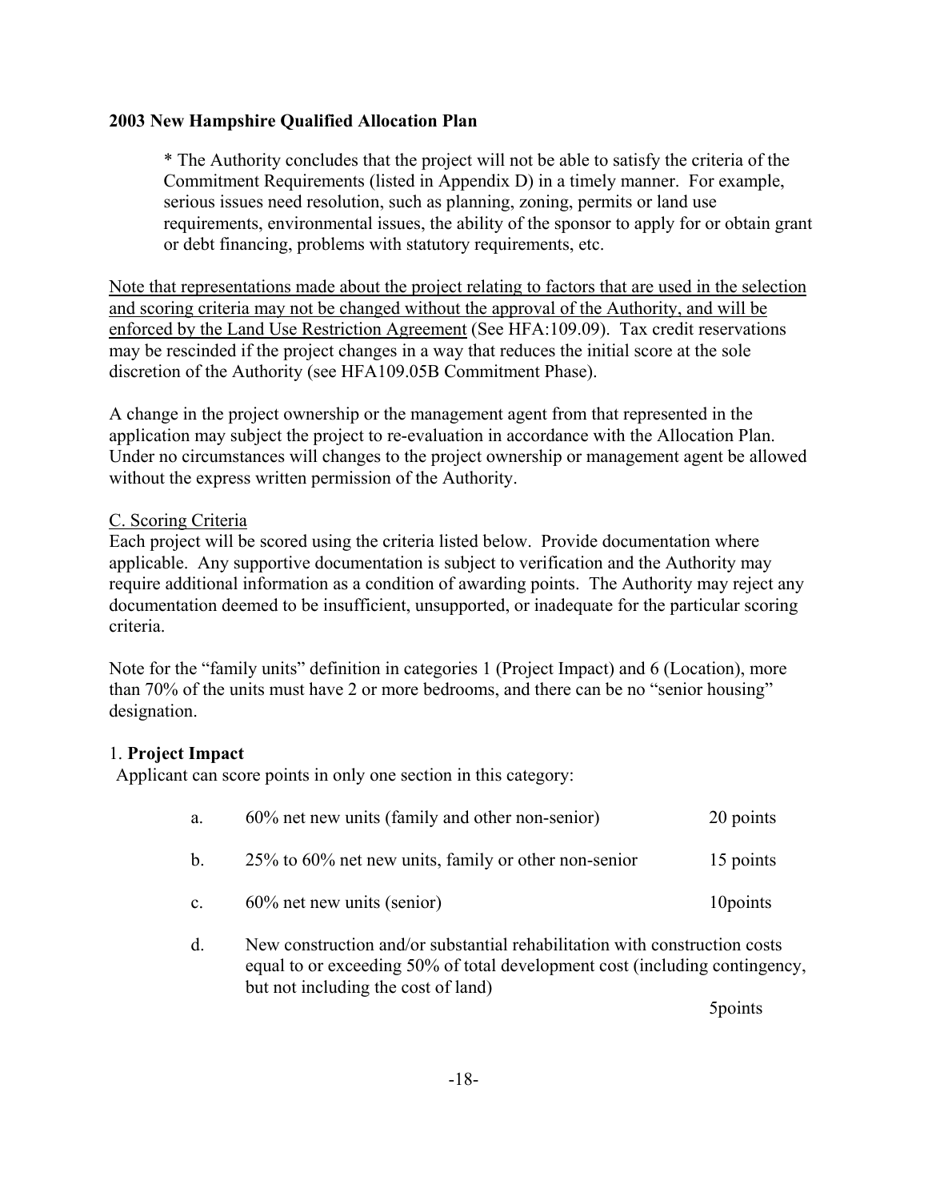**2003 New Hampshire Qualified Allocation Plan**

> * The Authority concludes that the project will not be able to satisfy the criteria of the Commitment Requirements (listed in Appendix D) in a timely manner. For example, serious issues need resolution, such as planning, zoning, permits or land use requirements, environmental issues, the ability of the sponsor to apply for or obtain grant or debt financing, problems with statutory requirements, etc.

<u>Note that representations made about the project relating to factors that are used in the selection and scoring criteria may not be changed without the approval of the Authority, and will be enforced by the Land Use Restriction Agreement</u> (See HFA:109.09). Tax credit reservations may be rescinded if the project changes in a way that reduces the initial score at the sole discretion of the Authority (see HFA109.05B Commitment Phase).

A change in the project ownership or the management agent from that represented in the application may subject the project to re-evaluation in accordance with the Allocation Plan. Under no circumstances will changes to the project ownership or management agent be allowed without the express written permission of the Authority.

<u>C. Scoring Criteria</u>

Each project will be scored using the criteria listed below. Provide documentation where applicable. Any supportive documentation is subject to verification and the Authority may require additional information as a condition of awarding points. The Authority may reject any documentation deemed to be insufficient, unsupported, or inadequate for the particular scoring criteria.

Note for the "family units" definition in categories 1 (Project Impact) and 6 (Location), more than 70% of the units must have 2 or more bedrooms, and there can be no "senior housing" designation.

1. **Project Impact**

Applicant can score points in only one section in this category:

| | | |
|---|---|---|
| a. | 60% net new units (family and other non-senior) | 20 points |
| b. | 25% to 60% net new units, family or other non-senior | 15 points |
| c. | 60% net new units (senior) | 10points |
| d. | New construction and/or substantial rehabilitation with construction costs equal to or exceeding 50% of total development cost (including contingency, but not including the cost of land) | 5points |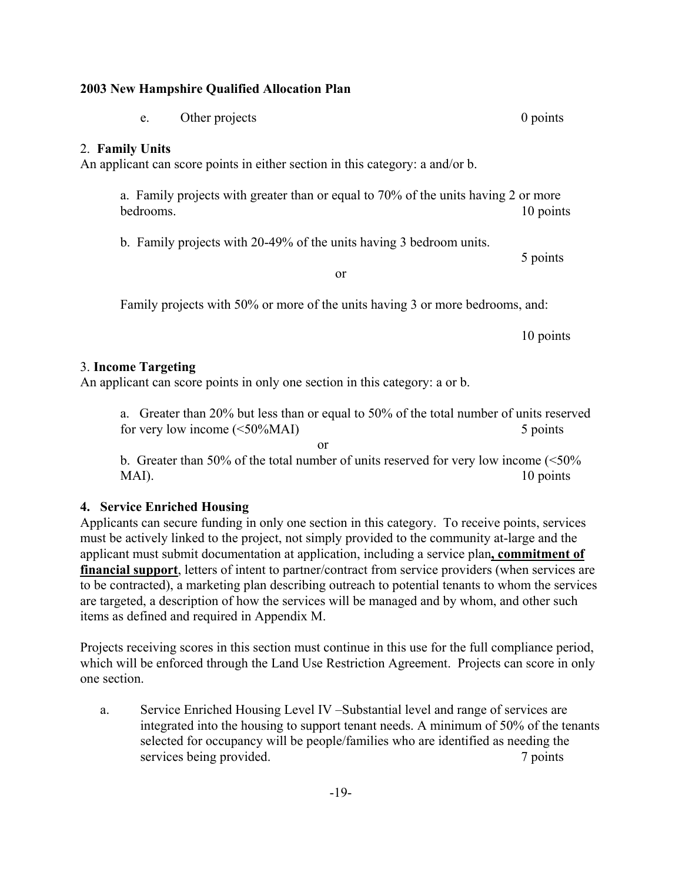e. Other projects 0 points

2. **Family Units**
An applicant can score points in either section in this category: a and/or b.

a. Family projects with greater than or equal to 70% of the units having 2 or more bedrooms. 10 points

b. Family projects with 20-49% of the units having 3 bedroom units. 5 points

or

Family projects with 50% or more of the units having 3 or more bedrooms, and:

10 points

3. **Income Targeting**
An applicant can score points in only one section in this category: a or b.

a. Greater than 20% but less than or equal to 50% of the total number of units reserved for very low income (<50%MAI) 5 points

or

b. Greater than 50% of the total number of units reserved for very low income (<50% MAI). 10 points

**4. Service Enriched Housing**
Applicants can secure funding in only one section in this category. To receive points, services must be actively linked to the project, not simply provided to the community at-large and the applicant must submit documentation at application, including a service plan**, commitment of financial support**, letters of intent to partner/contract from service providers (when services are to be contracted), a marketing plan describing outreach to potential tenants to whom the services are targeted, a description of how the services will be managed and by whom, and other such items as defined and required in Appendix M.

Projects receiving scores in this section must continue in this use for the full compliance period, which will be enforced through the Land Use Restriction Agreement. Projects can score in only one section.

a. Service Enriched Housing Level IV –Substantial level and range of services are integrated into the housing to support tenant needs. A minimum of 50% of the tenants selected for occupancy will be people/families who are identified as needing the services being provided. 7 points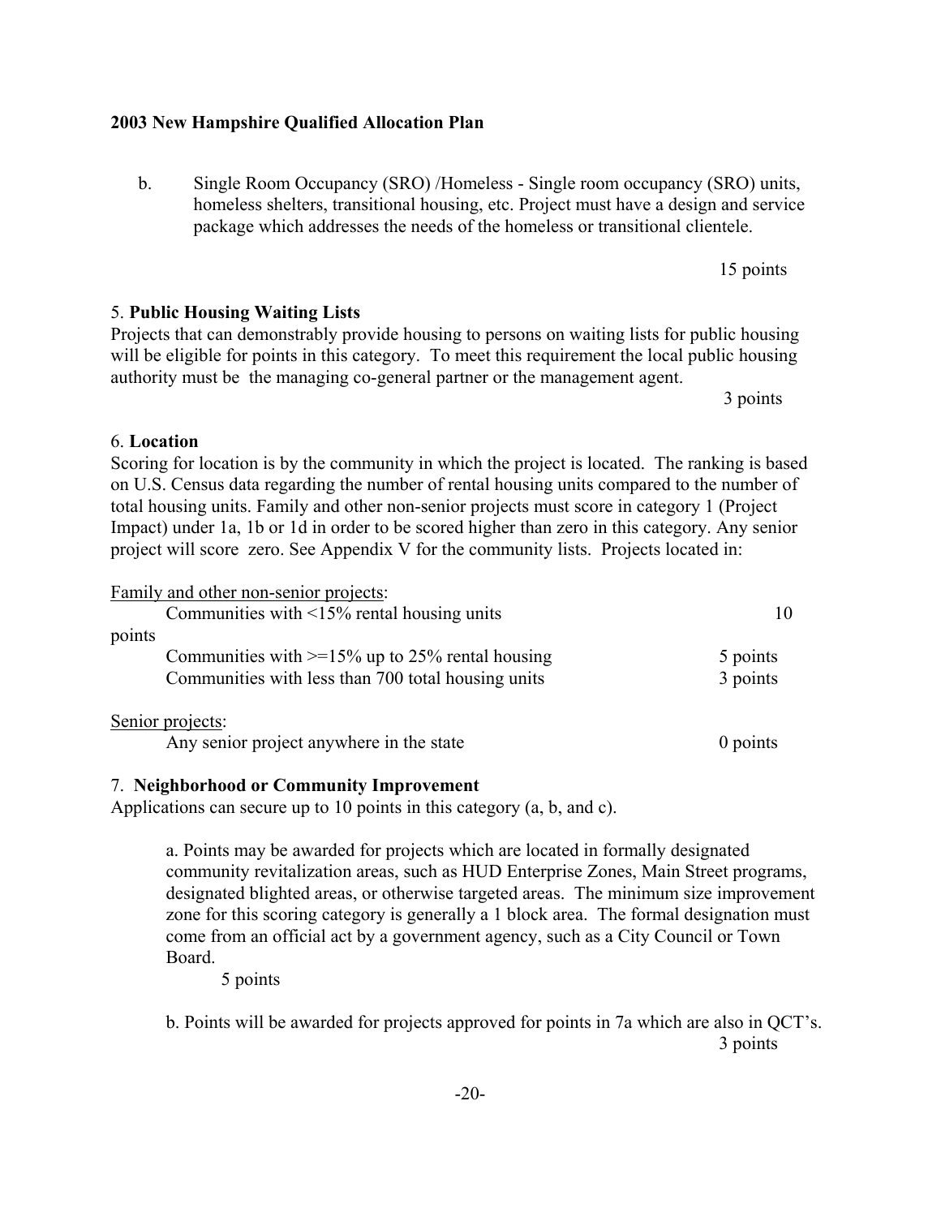**2003 New Hampshire Qualified Allocation Plan**

b. Single Room Occupancy (SRO) /Homeless - Single room occupancy (SRO) units, homeless shelters, transitional housing, etc. Project must have a design and service package which addresses the needs of the homeless or transitional clientele.

15 points

5. **Public Housing Waiting Lists**

Projects that can demonstrably provide housing to persons on waiting lists for public housing will be eligible for points in this category. To meet this requirement the local public housing authority must be the managing co-general partner or the management agent.

3 points

6. **Location**

Scoring for location is by the community in which the project is located. The ranking is based on U.S. Census data regarding the number of rental housing units compared to the number of total housing units. Family and other non-senior projects must score in category 1 (Project Impact) under 1a, 1b or 1d in order to be scored higher than zero in this category. Any senior project will score zero. See Appendix V for the community lists. Projects located in:

Family and other non-senior projects:

| | |
|---|---|
| Communities with <15% rental housing units | 10 points |
| Communities with >=15% up to 25% rental housing | 5 points |
| Communities with less than 700 total housing units | 3 points |

Senior projects:

| | |
|---|---|
| Any senior project anywhere in the state | 0 points |

7. **Neighborhood or Community Improvement**

Applications can secure up to 10 points in this category (a, b, and c).

a. Points may be awarded for projects which are located in formally designated community revitalization areas, such as HUD Enterprise Zones, Main Street programs, designated blighted areas, or otherwise targeted areas. The minimum size improvement zone for this scoring category is generally a 1 block area. The formal designation must come from an official act by a government agency, such as a City Council or Town Board.

5 points

b. Points will be awarded for projects approved for points in 7a which are also in QCT's.

3 points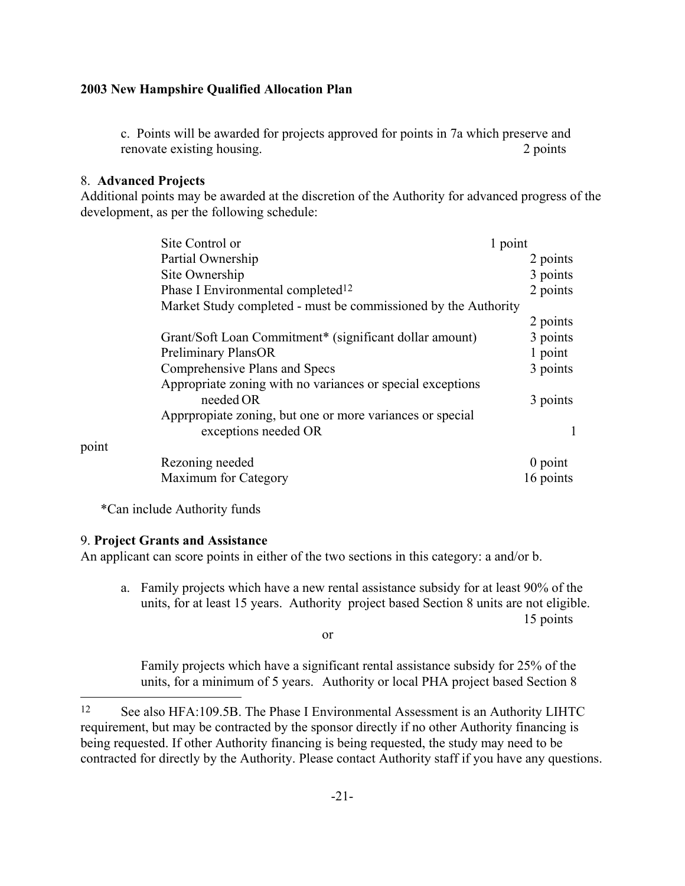c. Points will be awarded for projects approved for points in 7a which preserve and renovate existing housing. 2 points

8. **Advanced Projects**

Additional points may be awarded at the discretion of the Authority for advanced progress of the development, as per the following schedule:

| | |
|---|---|
| Site Control or | 1 point |
| Partial Ownership | 2 points |
| Site Ownership | 3 points |
| Phase I Environmental completed[12] | 2 points |
| Market Study completed - must be commissioned by the Authority | 2 points |
| Grant/Soft Loan Commitment* (significant dollar amount) | 3 points |
| Preliminary PlansOR | 1 point |
| Comprehensive Plans and Specs | 3 points |
| Appropriate zoning with no variances or special exceptions needed OR | 3 points |
| Apprpropiate zoning, but one or more variances or special exceptions needed OR | 1 point |
| Rezoning needed | 0 point |
| Maximum for Category | 16 points |

*Can include Authority funds

9. **Project Grants and Assistance**

An applicant can score points in either of the two sections in this category: a and/or b.

a. Family projects which have a new rental assistance subsidy for at least 90% of the units, for at least 15 years. Authority project based Section 8 units are not eligible. 15 points

or

Family projects which have a significant rental assistance subsidy for 25% of the units, for a minimum of 5 years. Authority or local PHA project based Section 8

[12] See also HFA:109.5B. The Phase I Environmental Assessment is an Authority LIHTC requirement, but may be contracted by the sponsor directly if no other Authority financing is being requested. If other Authority financing is being requested, the study may need to be contracted for directly by the Authority. Please contact Authority staff if you have any questions.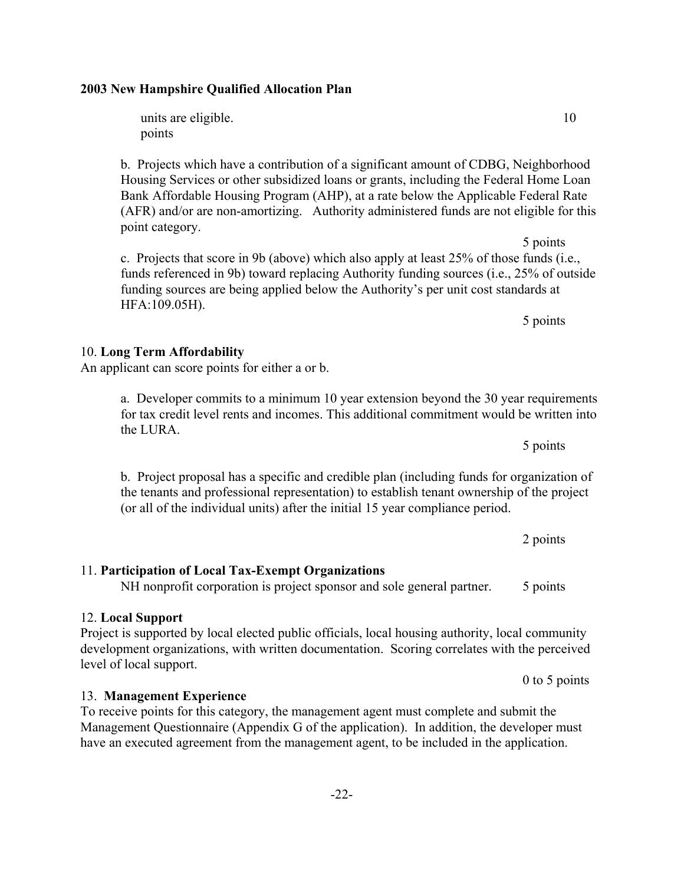units are eligible. 10 points

b. Projects which have a contribution of a significant amount of CDBG, Neighborhood Housing Services or other subsidized loans or grants, including the Federal Home Loan Bank Affordable Housing Program (AHP), at a rate below the Applicable Federal Rate (AFR) and/or are non-amortizing. Authority administered funds are not eligible for this point category.

5 points

c. Projects that score in 9b (above) which also apply at least 25% of those funds (i.e., funds referenced in 9b) toward replacing Authority funding sources (i.e., 25% of outside funding sources are being applied below the Authority's per unit cost standards at HFA:109.05H).

5 points

10. **Long Term Affordability**

An applicant can score points for either a or b.

a. Developer commits to a minimum 10 year extension beyond the 30 year requirements for tax credit level rents and incomes. This additional commitment would be written into the LURA.

5 points

b. Project proposal has a specific and credible plan (including funds for organization of the tenants and professional representation) to establish tenant ownership of the project (or all of the individual units) after the initial 15 year compliance period.

2 points

11. **Participation of Local Tax-Exempt Organizations**

NH nonprofit corporation is project sponsor and sole general partner. 5 points

12. **Local Support**

Project is supported by local elected public officials, local housing authority, local community development organizations, with written documentation. Scoring correlates with the perceived level of local support.

0 to 5 points

13. **Management Experience**

To receive points for this category, the management agent must complete and submit the Management Questionnaire (Appendix G of the application). In addition, the developer must have an executed agreement from the management agent, to be included in the application.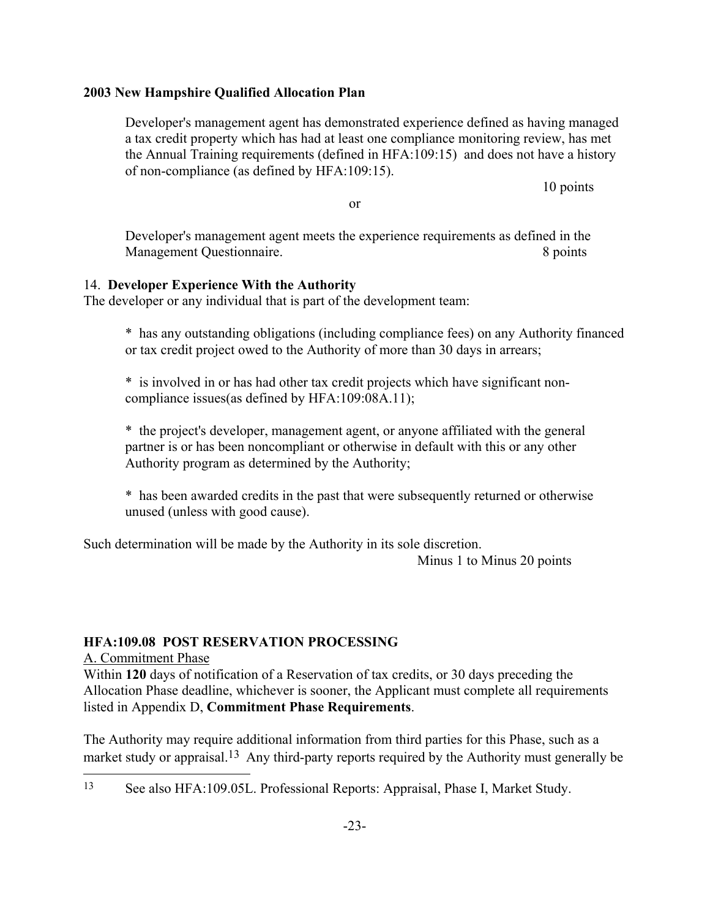Developer's management agent has demonstrated experience defined as having managed a tax credit property which has had at least one compliance monitoring review, has met the Annual Training requirements (defined in HFA:109:15) and does not have a history of non-compliance (as defined by HFA:109:15).

10 points

or

Developer's management agent meets the experience requirements as defined in the Management Questionnaire. 8 points

14. **Developer Experience With the Authority**

The developer or any individual that is part of the development team:

* has any outstanding obligations (including compliance fees) on any Authority financed or tax credit project owed to the Authority of more than 30 days in arrears;

* is involved in or has had other tax credit projects which have significant non-compliance issues(as defined by HFA:109:08A.11);

* the project's developer, management agent, or anyone affiliated with the general partner is or has been noncompliant or otherwise in default with this or any other Authority program as determined by the Authority;

* has been awarded credits in the past that were subsequently returned or otherwise unused (unless with good cause).

Such determination will be made by the Authority in its sole discretion.

Minus 1 to Minus 20 points

## HFA:109.08 POST RESERVATION PROCESSING

A. Commitment Phase

Within **120** days of notification of a Reservation of tax credits, or 30 days preceding the Allocation Phase deadline, whichever is sooner, the Applicant must complete all requirements listed in Appendix D, **Commitment Phase Requirements**.

The Authority may require additional information from third parties for this Phase, such as a market study or appraisal.[13] Any third-party reports required by the Authority must generally be

[13] See also HFA:109.05L. Professional Reports: Appraisal, Phase I, Market Study.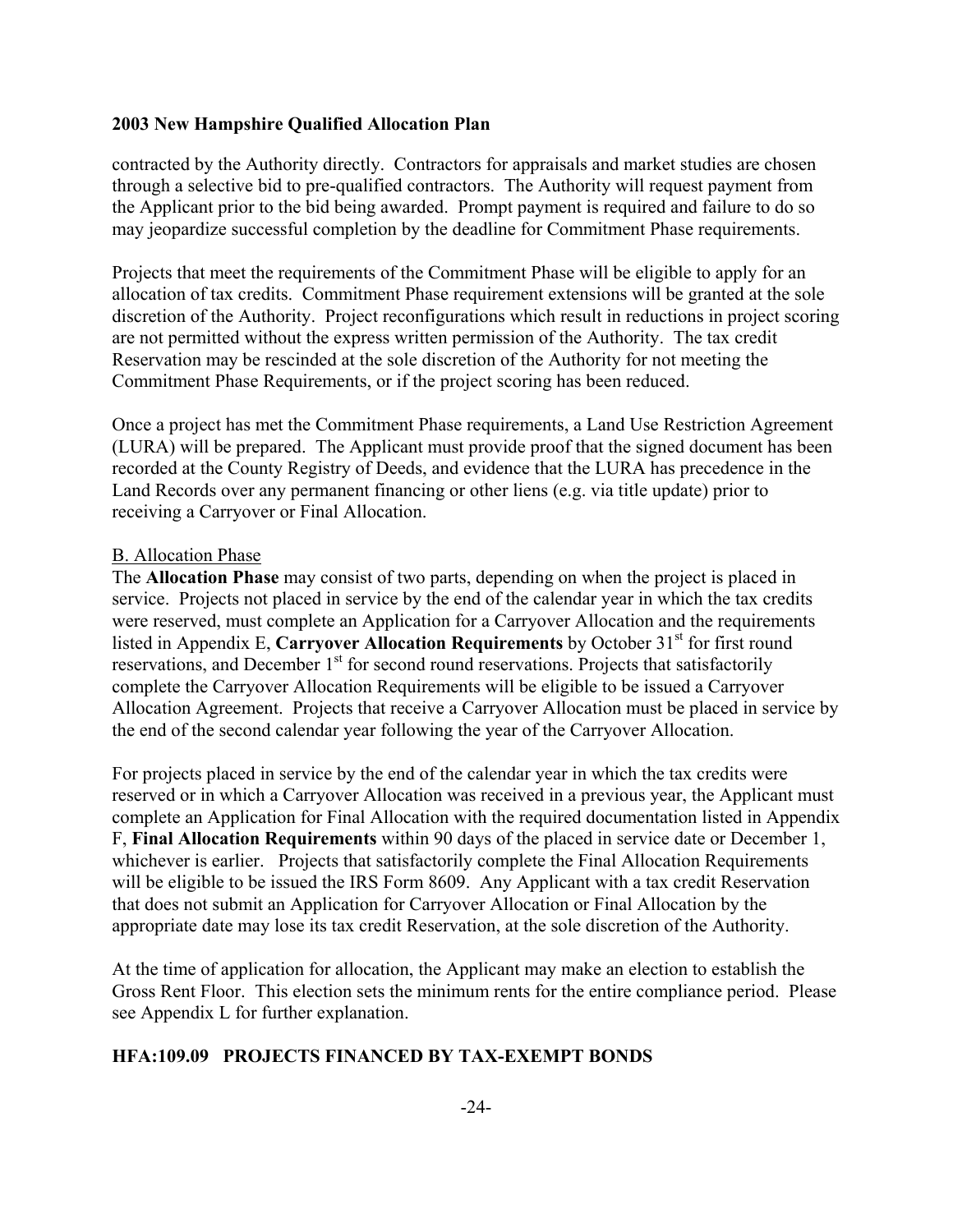contracted by the Authority directly. Contractors for appraisals and market studies are chosen through a selective bid to pre-qualified contractors. The Authority will request payment from the Applicant prior to the bid being awarded. Prompt payment is required and failure to do so may jeopardize successful completion by the deadline for Commitment Phase requirements.

Projects that meet the requirements of the Commitment Phase will be eligible to apply for an allocation of tax credits. Commitment Phase requirement extensions will be granted at the sole discretion of the Authority. Project reconfigurations which result in reductions in project scoring are not permitted without the express written permission of the Authority. The tax credit Reservation may be rescinded at the sole discretion of the Authority for not meeting the Commitment Phase Requirements, or if the project scoring has been reduced.

Once a project has met the Commitment Phase requirements, a Land Use Restriction Agreement (LURA) will be prepared. The Applicant must provide proof that the signed document has been recorded at the County Registry of Deeds, and evidence that the LURA has precedence in the Land Records over any permanent financing or other liens (e.g. via title update) prior to receiving a Carryover or Final Allocation.

B. Allocation Phase

The **Allocation Phase** may consist of two parts, depending on when the project is placed in service. Projects not placed in service by the end of the calendar year in which the tax credits were reserved, must complete an Application for a Carryover Allocation and the requirements listed in Appendix E, **Carryover Allocation Requirements** by October 31st for first round reservations, and December 1st for second round reservations. Projects that satisfactorily complete the Carryover Allocation Requirements will be eligible to be issued a Carryover Allocation Agreement. Projects that receive a Carryover Allocation must be placed in service by the end of the second calendar year following the year of the Carryover Allocation.

For projects placed in service by the end of the calendar year in which the tax credits were reserved or in which a Carryover Allocation was received in a previous year, the Applicant must complete an Application for Final Allocation with the required documentation listed in Appendix F, **Final Allocation Requirements** within 90 days of the placed in service date or December 1, whichever is earlier. Projects that satisfactorily complete the Final Allocation Requirements will be eligible to be issued the IRS Form 8609. Any Applicant with a tax credit Reservation that does not submit an Application for Carryover Allocation or Final Allocation by the appropriate date may lose its tax credit Reservation, at the sole discretion of the Authority.

At the time of application for allocation, the Applicant may make an election to establish the Gross Rent Floor. This election sets the minimum rents for the entire compliance period. Please see Appendix L for further explanation.

## HFA:109.09 PROJECTS FINANCED BY TAX-EXEMPT BONDS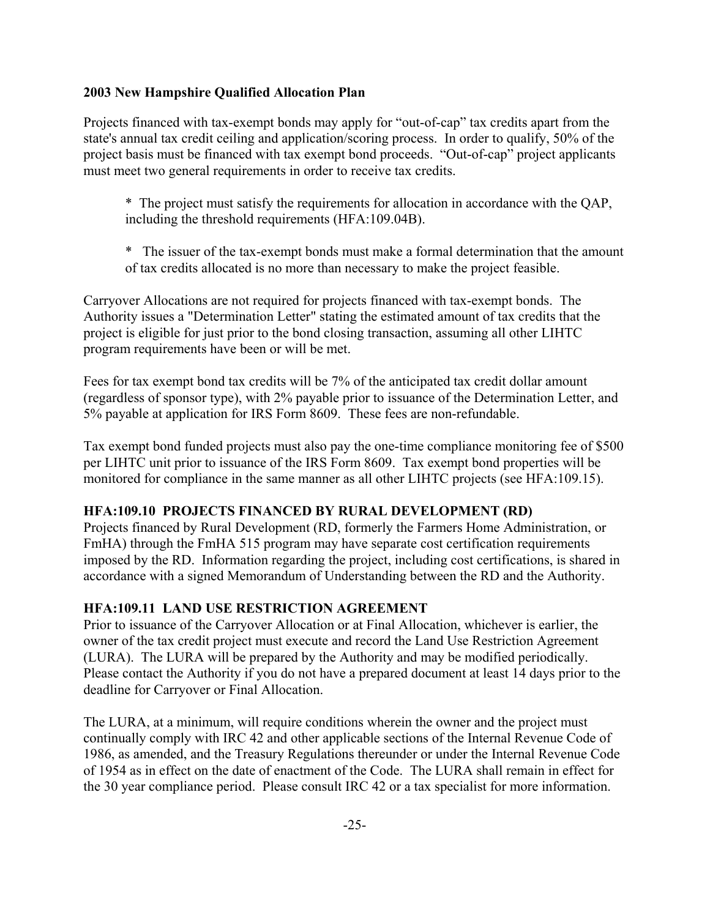**2003 New Hampshire Qualified Allocation Plan**

Projects financed with tax-exempt bonds may apply for "out-of-cap" tax credits apart from the state's annual tax credit ceiling and application/scoring process. In order to qualify, 50% of the project basis must be financed with tax exempt bond proceeds. "Out-of-cap" project applicants must meet two general requirements in order to receive tax credits.

* The project must satisfy the requirements for allocation in accordance with the QAP, including the threshold requirements (HFA:109.04B).

* The issuer of the tax-exempt bonds must make a formal determination that the amount of tax credits allocated is no more than necessary to make the project feasible.

Carryover Allocations are not required for projects financed with tax-exempt bonds. The Authority issues a "Determination Letter" stating the estimated amount of tax credits that the project is eligible for just prior to the bond closing transaction, assuming all other LIHTC program requirements have been or will be met.

Fees for tax exempt bond tax credits will be 7% of the anticipated tax credit dollar amount (regardless of sponsor type), with 2% payable prior to issuance of the Determination Letter, and 5% payable at application for IRS Form 8609. These fees are non-refundable.

Tax exempt bond funded projects must also pay the one-time compliance monitoring fee of $500 per LIHTC unit prior to issuance of the IRS Form 8609. Tax exempt bond properties will be monitored for compliance in the same manner as all other LIHTC projects (see HFA:109.15).

### HFA:109.10 PROJECTS FINANCED BY RURAL DEVELOPMENT (RD)

Projects financed by Rural Development (RD, formerly the Farmers Home Administration, or FmHA) through the FmHA 515 program may have separate cost certification requirements imposed by the RD. Information regarding the project, including cost certifications, is shared in accordance with a signed Memorandum of Understanding between the RD and the Authority.

### HFA:109.11 LAND USE RESTRICTION AGREEMENT

Prior to issuance of the Carryover Allocation or at Final Allocation, whichever is earlier, the owner of the tax credit project must execute and record the Land Use Restriction Agreement (LURA). The LURA will be prepared by the Authority and may be modified periodically. Please contact the Authority if you do not have a prepared document at least 14 days prior to the deadline for Carryover or Final Allocation.

The LURA, at a minimum, will require conditions wherein the owner and the project must continually comply with IRC 42 and other applicable sections of the Internal Revenue Code of 1986, as amended, and the Treasury Regulations thereunder or under the Internal Revenue Code of 1954 as in effect on the date of enactment of the Code. The LURA shall remain in effect for the 30 year compliance period. Please consult IRC 42 or a tax specialist for more information.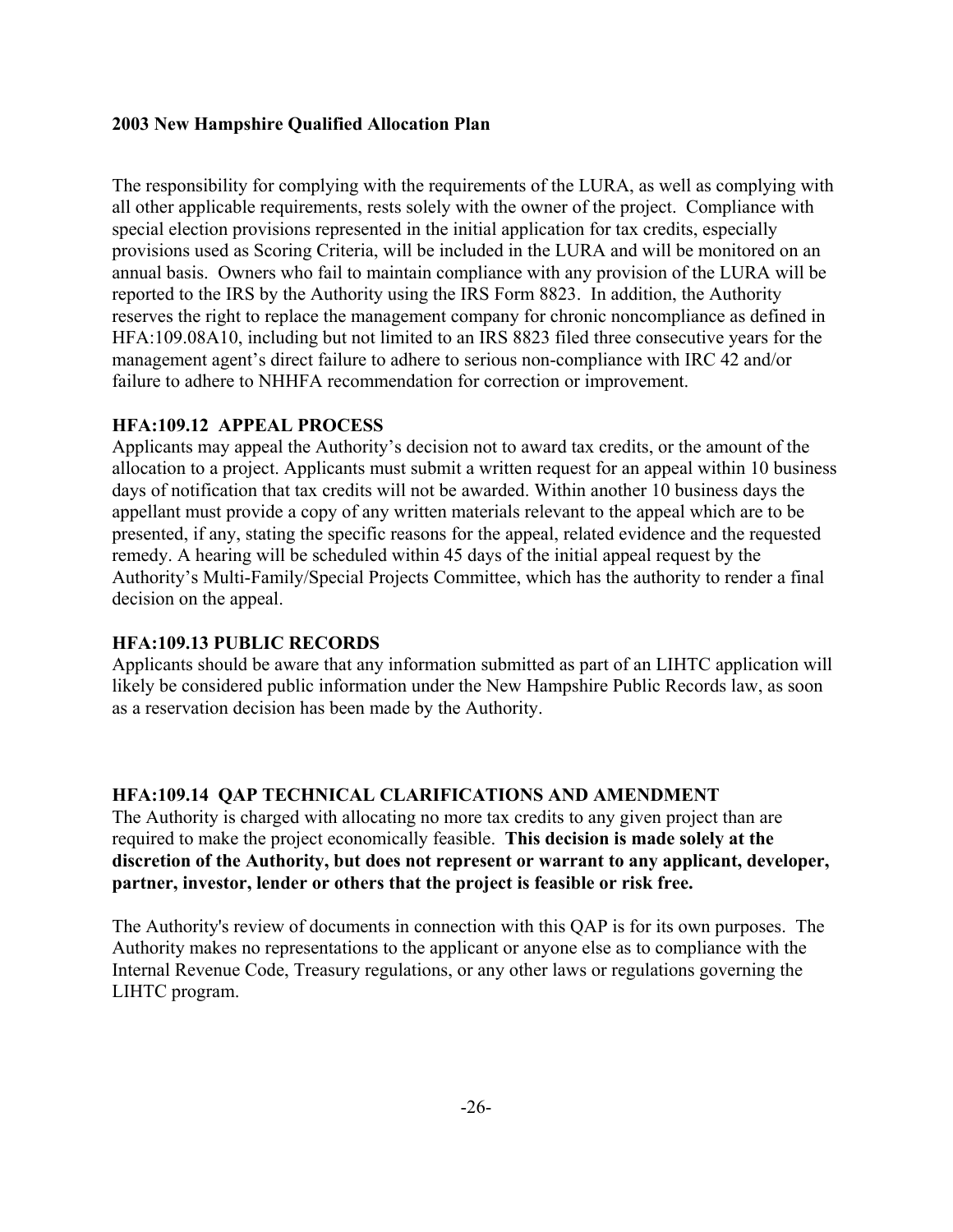The responsibility for complying with the requirements of the LURA, as well as complying with all other applicable requirements, rests solely with the owner of the project. Compliance with special election provisions represented in the initial application for tax credits, especially provisions used as Scoring Criteria, will be included in the LURA and will be monitored on an annual basis. Owners who fail to maintain compliance with any provision of the LURA will be reported to the IRS by the Authority using the IRS Form 8823. In addition, the Authority reserves the right to replace the management company for chronic noncompliance as defined in HFA:109.08A10, including but not limited to an IRS 8823 filed three consecutive years for the management agent's direct failure to adhere to serious non-compliance with IRC 42 and/or failure to adhere to NHHFA recommendation for correction or improvement.

## HFA:109.12 APPEAL PROCESS

Applicants may appeal the Authority's decision not to award tax credits, or the amount of the allocation to a project. Applicants must submit a written request for an appeal within 10 business days of notification that tax credits will not be awarded. Within another 10 business days the appellant must provide a copy of any written materials relevant to the appeal which are to be presented, if any, stating the specific reasons for the appeal, related evidence and the requested remedy. A hearing will be scheduled within 45 days of the initial appeal request by the Authority's Multi-Family/Special Projects Committee, which has the authority to render a final decision on the appeal.

## HFA:109.13 PUBLIC RECORDS

Applicants should be aware that any information submitted as part of an LIHTC application will likely be considered public information under the New Hampshire Public Records law, as soon as a reservation decision has been made by the Authority.

## HFA:109.14 QAP TECHNICAL CLARIFICATIONS AND AMENDMENT

The Authority is charged with allocating no more tax credits to any given project than are required to make the project economically feasible. **This decision is made solely at the discretion of the Authority, but does not represent or warrant to any applicant, developer, partner, investor, lender or others that the project is feasible or risk free.**

The Authority's review of documents in connection with this QAP is for its own purposes. The Authority makes no representations to the applicant or anyone else as to compliance with the Internal Revenue Code, Treasury regulations, or any other laws or regulations governing the LIHTC program.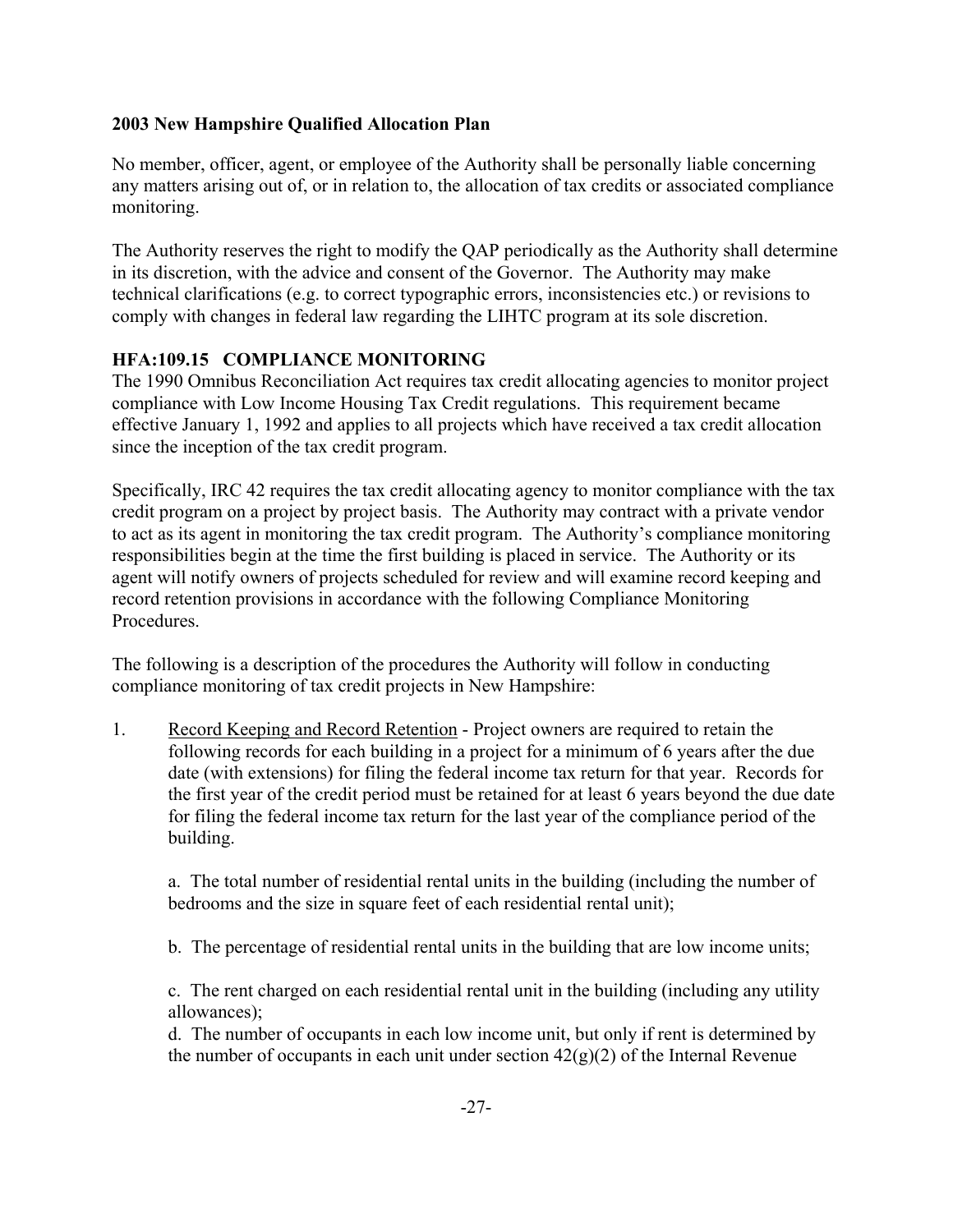**2003 New Hampshire Qualified Allocation Plan**

No member, officer, agent, or employee of the Authority shall be personally liable concerning any matters arising out of, or in relation to, the allocation of tax credits or associated compliance monitoring.

The Authority reserves the right to modify the QAP periodically as the Authority shall determine in its discretion, with the advice and consent of the Governor. The Authority may make technical clarifications (e.g. to correct typographic errors, inconsistencies etc.) or revisions to comply with changes in federal law regarding the LIHTC program at its sole discretion.

## HFA:109.15 COMPLIANCE MONITORING

The 1990 Omnibus Reconciliation Act requires tax credit allocating agencies to monitor project compliance with Low Income Housing Tax Credit regulations. This requirement became effective January 1, 1992 and applies to all projects which have received a tax credit allocation since the inception of the tax credit program.

Specifically, IRC 42 requires the tax credit allocating agency to monitor compliance with the tax credit program on a project by project basis. The Authority may contract with a private vendor to act as its agent in monitoring the tax credit program. The Authority's compliance monitoring responsibilities begin at the time the first building is placed in service. The Authority or its agent will notify owners of projects scheduled for review and will examine record keeping and record retention provisions in accordance with the following Compliance Monitoring Procedures.

The following is a description of the procedures the Authority will follow in conducting compliance monitoring of tax credit projects in New Hampshire:

1. Record Keeping and Record Retention - Project owners are required to retain the following records for each building in a project for a minimum of 6 years after the due date (with extensions) for filing the federal income tax return for that year. Records for the first year of the credit period must be retained for at least 6 years beyond the due date for filing the federal income tax return for the last year of the compliance period of the building.

   a. The total number of residential rental units in the building (including the number of bedrooms and the size in square feet of each residential rental unit);

   b. The percentage of residential rental units in the building that are low income units;

   c. The rent charged on each residential rental unit in the building (including any utility allowances);

   d. The number of occupants in each low income unit, but only if rent is determined by the number of occupants in each unit under section 42(g)(2) of the Internal Revenue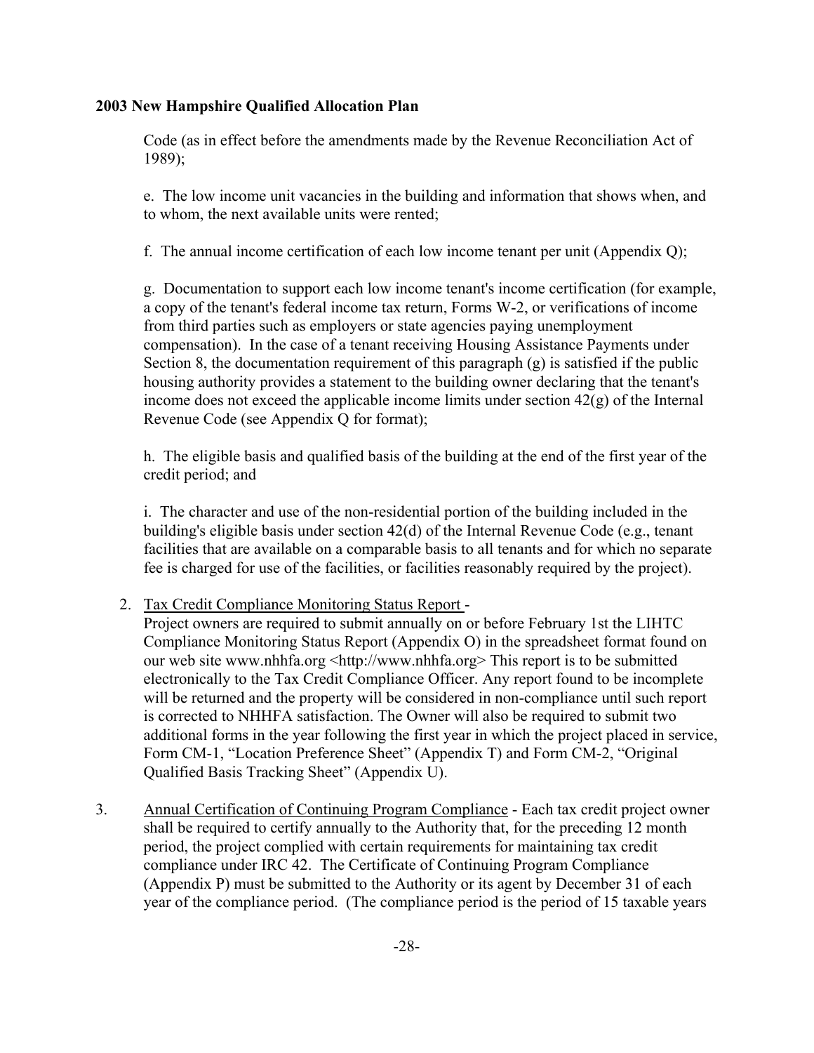Code (as in effect before the amendments made by the Revenue Reconciliation Act of 1989);

e. The low income unit vacancies in the building and information that shows when, and to whom, the next available units were rented;

f. The annual income certification of each low income tenant per unit (Appendix Q);

g. Documentation to support each low income tenant's income certification (for example, a copy of the tenant's federal income tax return, Forms W-2, or verifications of income from third parties such as employers or state agencies paying unemployment compensation). In the case of a tenant receiving Housing Assistance Payments under Section 8, the documentation requirement of this paragraph (g) is satisfied if the public housing authority provides a statement to the building owner declaring that the tenant's income does not exceed the applicable income limits under section 42(g) of the Internal Revenue Code (see Appendix Q for format);

h. The eligible basis and qualified basis of the building at the end of the first year of the credit period; and

i. The character and use of the non-residential portion of the building included in the building's eligible basis under section 42(d) of the Internal Revenue Code (e.g., tenant facilities that are available on a comparable basis to all tenants and for which no separate fee is charged for use of the facilities, or facilities reasonably required by the project).

2. Tax Credit Compliance Monitoring Status Report -
Project owners are required to submit annually on or before February 1st the LIHTC Compliance Monitoring Status Report (Appendix O) in the spreadsheet format found on our web site www.nhhfa.org <http://www.nhhfa.org> This report is to be submitted electronically to the Tax Credit Compliance Officer. Any report found to be incomplete will be returned and the property will be considered in non-compliance until such report is corrected to NHHFA satisfaction. The Owner will also be required to submit two additional forms in the year following the first year in which the project placed in service, Form CM-1, "Location Preference Sheet" (Appendix T) and Form CM-2, "Original Qualified Basis Tracking Sheet" (Appendix U).

3. Annual Certification of Continuing Program Compliance - Each tax credit project owner shall be required to certify annually to the Authority that, for the preceding 12 month period, the project complied with certain requirements for maintaining tax credit compliance under IRC 42. The Certificate of Continuing Program Compliance (Appendix P) must be submitted to the Authority or its agent by December 31 of each year of the compliance period. (The compliance period is the period of 15 taxable years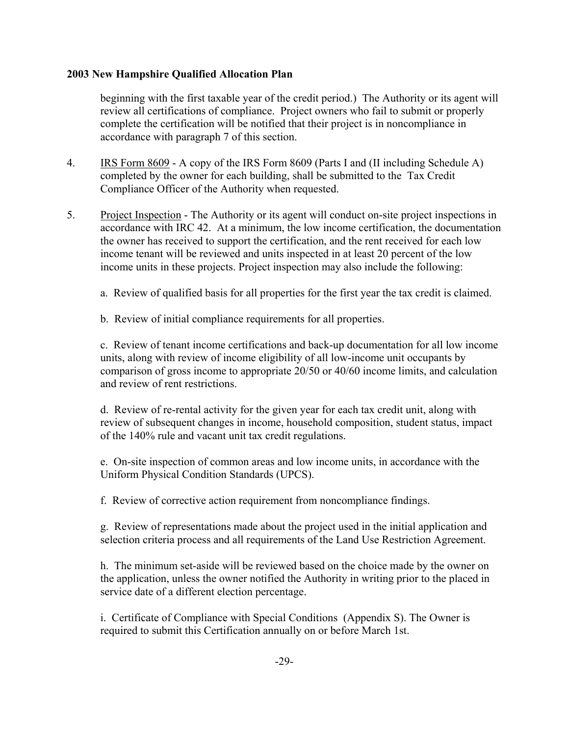beginning with the first taxable year of the credit period.) The Authority or its agent will review all certifications of compliance. Project owners who fail to submit or properly complete the certification will be notified that their project is in noncompliance in accordance with paragraph 7 of this section.

4. IRS Form 8609 - A copy of the IRS Form 8609 (Parts I and (II including Schedule A) completed by the owner for each building, shall be submitted to the Tax Credit Compliance Officer of the Authority when requested.

5. Project Inspection - The Authority or its agent will conduct on-site project inspections in accordance with IRC 42. At a minimum, the low income certification, the documentation the owner has received to support the certification, and the rent received for each low income tenant will be reviewed and units inspected in at least 20 percent of the low income units in these projects. Project inspection may also include the following:

   a. Review of qualified basis for all properties for the first year the tax credit is claimed.

   b. Review of initial compliance requirements for all properties.

   c. Review of tenant income certifications and back-up documentation for all low income units, along with review of income eligibility of all low-income unit occupants by comparison of gross income to appropriate 20/50 or 40/60 income limits, and calculation and review of rent restrictions.

   d. Review of re-rental activity for the given year for each tax credit unit, along with review of subsequent changes in income, household composition, student status, impact of the 140% rule and vacant unit tax credit regulations.

   e. On-site inspection of common areas and low income units, in accordance with the Uniform Physical Condition Standards (UPCS).

   f. Review of corrective action requirement from noncompliance findings.

   g. Review of representations made about the project used in the initial application and selection criteria process and all requirements of the Land Use Restriction Agreement.

   h. The minimum set-aside will be reviewed based on the choice made by the owner on the application, unless the owner notified the Authority in writing prior to the placed in service date of a different election percentage.

   i. Certificate of Compliance with Special Conditions (Appendix S). The Owner is required to submit this Certification annually on or before March 1st.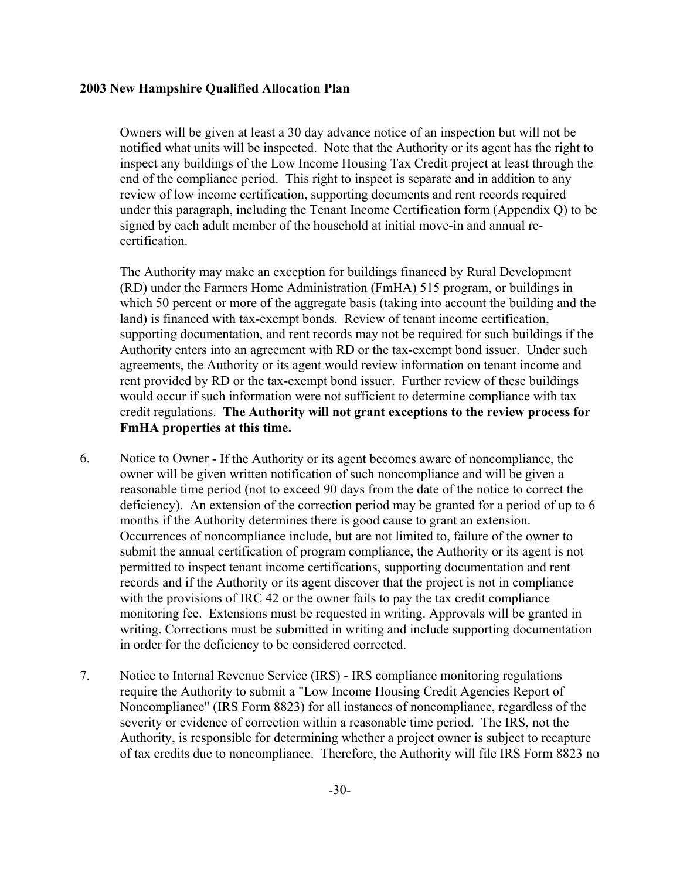Owners will be given at least a 30 day advance notice of an inspection but will not be notified what units will be inspected. Note that the Authority or its agent has the right to inspect any buildings of the Low Income Housing Tax Credit project at least through the end of the compliance period. This right to inspect is separate and in addition to any review of low income certification, supporting documents and rent records required under this paragraph, including the Tenant Income Certification form (Appendix Q) to be signed by each adult member of the household at initial move-in and annual re-certification.

The Authority may make an exception for buildings financed by Rural Development (RD) under the Farmers Home Administration (FmHA) 515 program, or buildings in which 50 percent or more of the aggregate basis (taking into account the building and the land) is financed with tax-exempt bonds. Review of tenant income certification, supporting documentation, and rent records may not be required for such buildings if the Authority enters into an agreement with RD or the tax-exempt bond issuer. Under such agreements, the Authority or its agent would review information on tenant income and rent provided by RD or the tax-exempt bond issuer. Further review of these buildings would occur if such information were not sufficient to determine compliance with tax credit regulations. **The Authority will not grant exceptions to the review process for FmHA properties at this time.**

6. Notice to Owner - If the Authority or its agent becomes aware of noncompliance, the owner will be given written notification of such noncompliance and will be given a reasonable time period (not to exceed 90 days from the date of the notice to correct the deficiency). An extension of the correction period may be granted for a period of up to 6 months if the Authority determines there is good cause to grant an extension. Occurrences of noncompliance include, but are not limited to, failure of the owner to submit the annual certification of program compliance, the Authority or its agent is not permitted to inspect tenant income certifications, supporting documentation and rent records and if the Authority or its agent discover that the project is not in compliance with the provisions of IRC 42 or the owner fails to pay the tax credit compliance monitoring fee. Extensions must be requested in writing. Approvals will be granted in writing. Corrections must be submitted in writing and include supporting documentation in order for the deficiency to be considered corrected.

7. Notice to Internal Revenue Service (IRS) - IRS compliance monitoring regulations require the Authority to submit a "Low Income Housing Credit Agencies Report of Noncompliance" (IRS Form 8823) for all instances of noncompliance, regardless of the severity or evidence of correction within a reasonable time period. The IRS, not the Authority, is responsible for determining whether a project owner is subject to recapture of tax credits due to noncompliance. Therefore, the Authority will file IRS Form 8823 no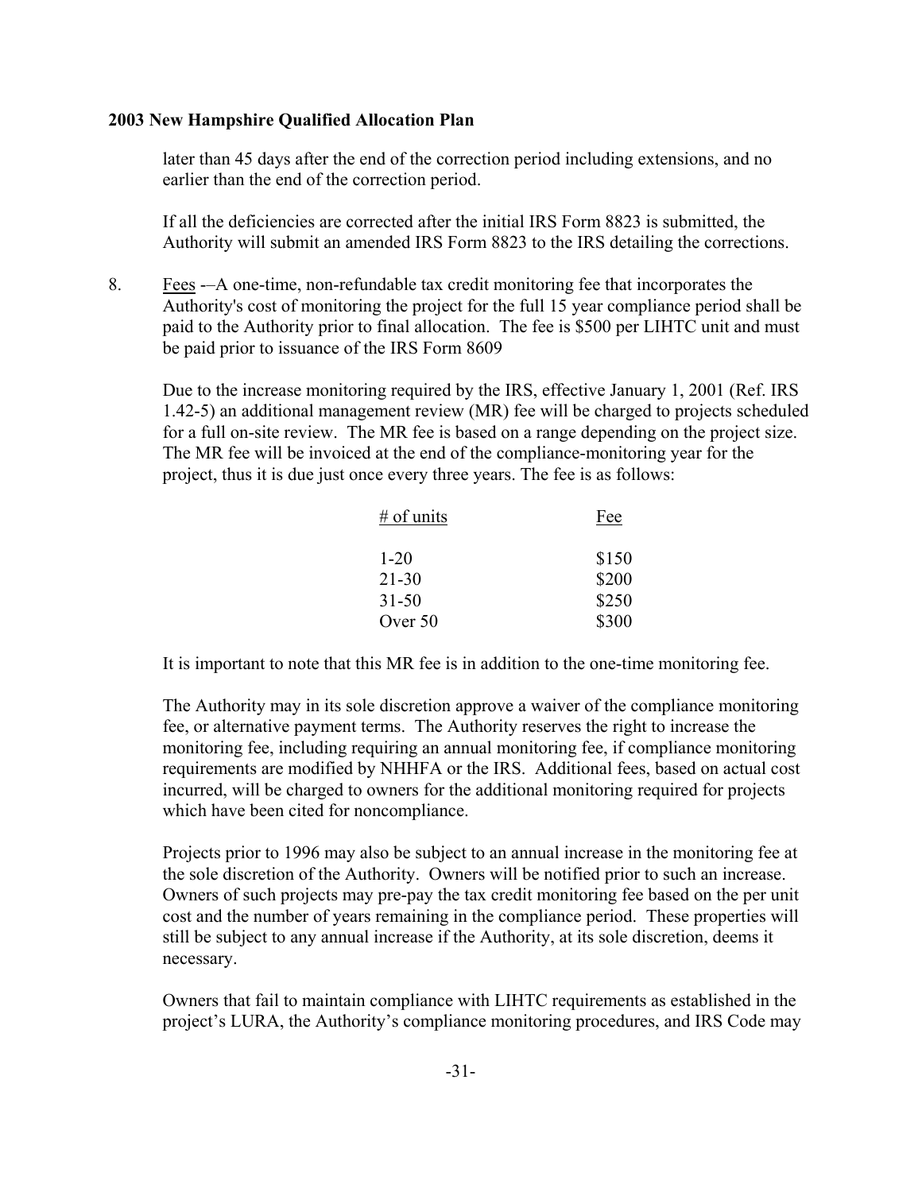later than 45 days after the end of the correction period including extensions, and no earlier than the end of the correction period.

If all the deficiencies are corrected after the initial IRS Form 8823 is submitted, the Authority will submit an amended IRS Form 8823 to the IRS detailing the corrections.

8. Fees -–A one-time, non-refundable tax credit monitoring fee that incorporates the Authority's cost of monitoring the project for the full 15 year compliance period shall be paid to the Authority prior to final allocation. The fee is $500 per LIHTC unit and must be paid prior to issuance of the IRS Form 8609

Due to the increase monitoring required by the IRS, effective January 1, 2001 (Ref. IRS 1.42-5) an additional management review (MR) fee will be charged to projects scheduled for a full on-site review. The MR fee is based on a range depending on the project size. The MR fee will be invoiced at the end of the compliance-monitoring year for the project, thus it is due just once every three years. The fee is as follows:

| # of units | Fee |
|---|---|
| 1-20 | $150 |
| 21-30 | $200 |
| 31-50 | $250 |
| Over 50 | $300 |

It is important to note that this MR fee is in addition to the one-time monitoring fee.

The Authority may in its sole discretion approve a waiver of the compliance monitoring fee, or alternative payment terms. The Authority reserves the right to increase the monitoring fee, including requiring an annual monitoring fee, if compliance monitoring requirements are modified by NHHFA or the IRS. Additional fees, based on actual cost incurred, will be charged to owners for the additional monitoring required for projects which have been cited for noncompliance.

Projects prior to 1996 may also be subject to an annual increase in the monitoring fee at the sole discretion of the Authority. Owners will be notified prior to such an increase. Owners of such projects may pre-pay the tax credit monitoring fee based on the per unit cost and the number of years remaining in the compliance period. These properties will still be subject to any annual increase if the Authority, at its sole discretion, deems it necessary.

Owners that fail to maintain compliance with LIHTC requirements as established in the project's LURA, the Authority's compliance monitoring procedures, and IRS Code may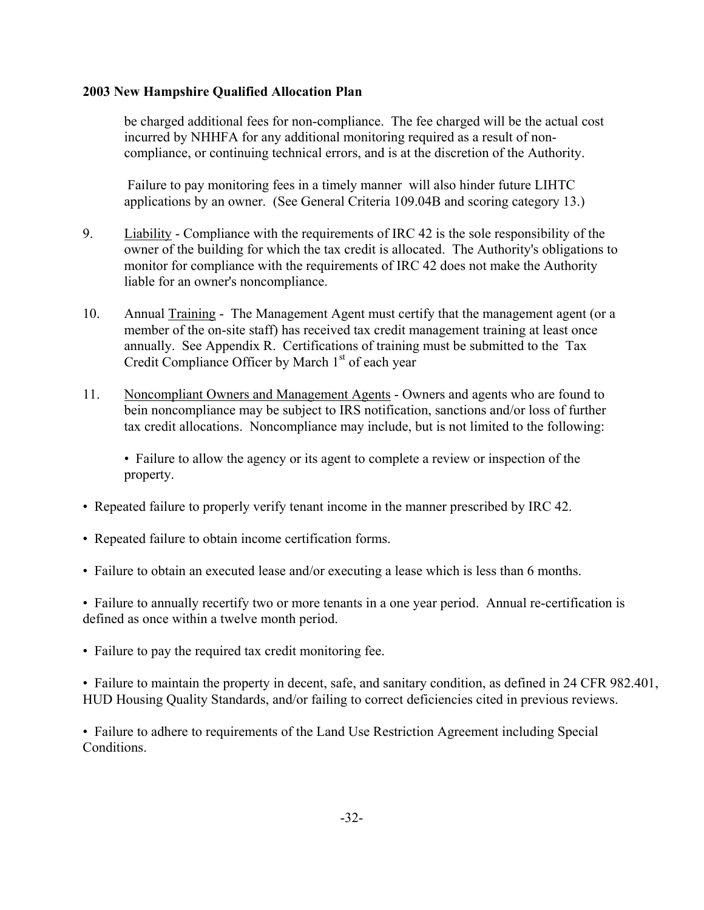be charged additional fees for non-compliance. The fee charged will be the actual cost incurred by NHHFA for any additional monitoring required as a result of non-compliance, or continuing technical errors, and is at the discretion of the Authority.

Failure to pay monitoring fees in a timely manner will also hinder future LIHTC applications by an owner. (See General Criteria 109.04B and scoring category 13.)

9. <u>Liability</u> - Compliance with the requirements of IRC 42 is the sole responsibility of the owner of the building for which the tax credit is allocated. The Authority's obligations to monitor for compliance with the requirements of IRC 42 does not make the Authority liable for an owner's noncompliance.

10. Annual <u>Training</u> - The Management Agent must certify that the management agent (or a member of the on-site staff) has received tax credit management training at least once annually. See Appendix R. Certifications of training must be submitted to the Tax Credit Compliance Officer by March 1st of each year

11. <u>Noncompliant Owners and Management Agents</u> - Owners and agents who are found to bein noncompliance may be subject to IRS notification, sanctions and/or loss of further tax credit allocations. Noncompliance may include, but is not limited to the following:

    • Failure to allow the agency or its agent to complete a review or inspection of the property.

• Repeated failure to properly verify tenant income in the manner prescribed by IRC 42.

• Repeated failure to obtain income certification forms.

• Failure to obtain an executed lease and/or executing a lease which is less than 6 months.

• Failure to annually recertify two or more tenants in a one year period. Annual re-certification is defined as once within a twelve month period.

• Failure to pay the required tax credit monitoring fee.

• Failure to maintain the property in decent, safe, and sanitary condition, as defined in 24 CFR 982.401, HUD Housing Quality Standards, and/or failing to correct deficiencies cited in previous reviews.

• Failure to adhere to requirements of the Land Use Restriction Agreement including Special Conditions.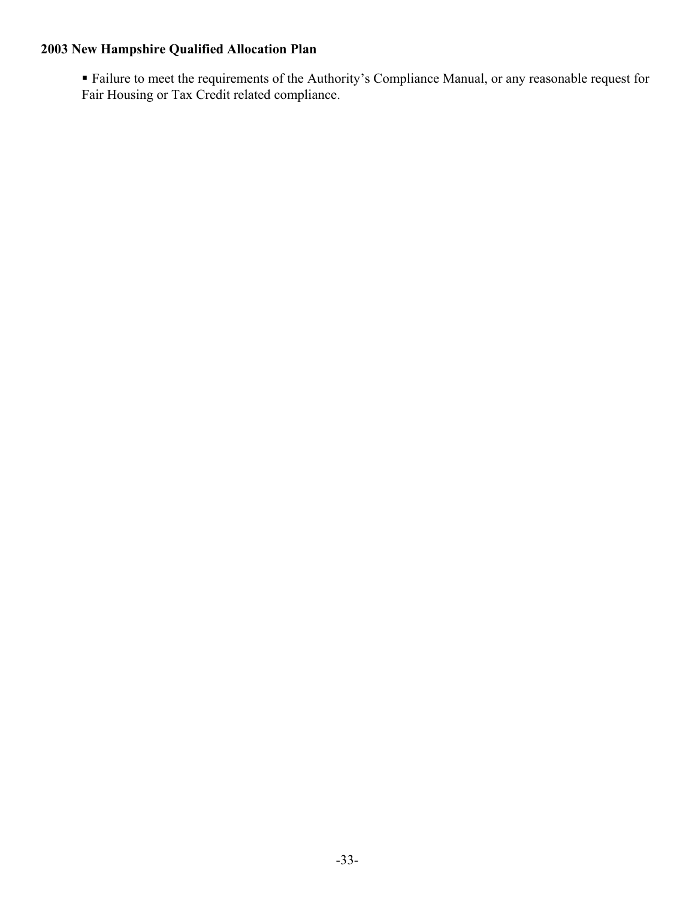- Failure to meet the requirements of the Authority's Compliance Manual, or any reasonable request for Fair Housing or Tax Credit related compliance.